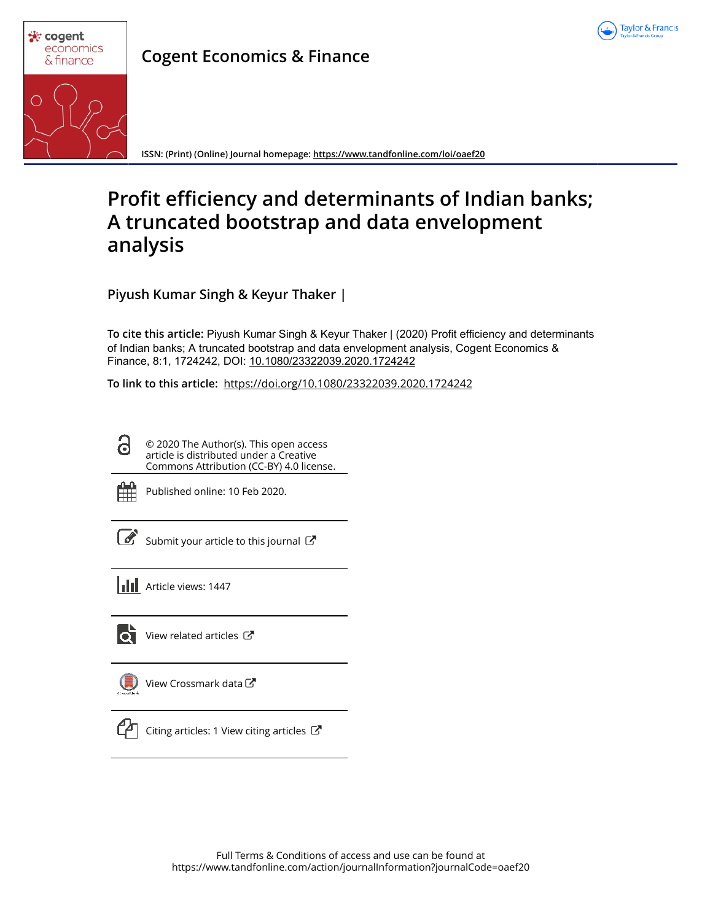# Cogent Economics & Finance

ISSN: (Print) (Online) Journal homepage: https://www.tandfonline.com/loi/oaef20

# Profit efficiency and determinants of Indian banks; A truncated bootstrap and data envelopment analysis

**Piyush Kumar Singh & Keyur Thaker |**

**To cite this article:** Piyush Kumar Singh & Keyur Thaker | (2020) Profit efficiency and determinants of Indian banks; A truncated bootstrap and data envelopment analysis, Cogent Economics & Finance, 8:1, 1724242, DOI: 10.1080/23322039.2020.1724242

**To link to this article:** https://doi.org/10.1080/23322039.2020.1724242

© 2020 The Author(s). This open access article is distributed under a Creative Commons Attribution (CC-BY) 4.0 license.

Published online: 10 Feb 2020.

Submit your article to this journal

Article views: 1447

View related articles

View Crossmark data

Citing articles: 1 View citing articles

Full Terms & Conditions of access and use can be found at
https://www.tandfonline.com/action/journalInformation?journalCode=oaef20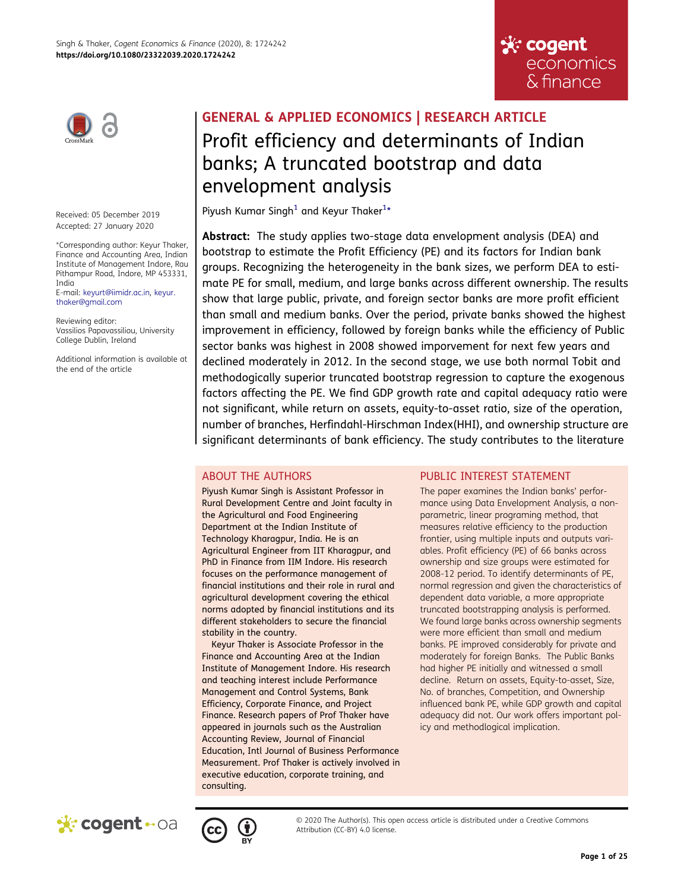GENERAL & APPLIED ECONOMICS | RESEARCH ARTICLE

# Profit efficiency and determinants of Indian banks; A truncated bootstrap and data envelopment analysis

Piyush Kumar Singh[1] and Keyur Thaker[1]*

Received: 05 December 2019
Accepted: 27 January 2020

*Corresponding author: Keyur Thaker, Finance and Accounting Area, Indian Institute of Management Indore, Rau Pithampur Road, Indore, MP 453331, India
E-mail: keyurt@iimidr.ac.in, keyur.thaker@gmail.com

Reviewing editor:
Vassilios Papavassiliou, University College Dublin, Ireland

Additional information is available at the end of the article

**Abstract:** The study applies two-stage data envelopment analysis (DEA) and bootstrap to estimate the Profit Efficiency (PE) and its factors for Indian bank groups. Recognizing the heterogeneity in the bank sizes, we perform DEA to estimate PE for small, medium, and large banks across different ownership. The results show that large public, private, and foreign sector banks are more profit efficient than small and medium banks. Over the period, private banks showed the highest improvement in efficiency, followed by foreign banks while the efficiency of Public sector banks was highest in 2008 showed improvement for next few years and declined moderately in 2012. In the second stage, we use both normal Tobit and methodogically superior truncated bootstrap regression to capture the exogenous factors affecting the PE. We find GDP growth rate and capital adequacy ratio were not significant, while return on assets, equity-to-asset ratio, size of the operation, number of branches, Herfindahl-Hirschman Index(HHI), and ownership structure are significant determinants of bank efficiency. The study contributes to the literature

## ABOUT THE AUTHORS

Piyush Kumar Singh is Assistant Professor in Rural Development Centre and Joint faculty in the Agricultural and Food Engineering Department at the Indian Institute of Technology Kharagpur, India. He is an Agricultural Engineer from IIT Kharagpur, and PhD in Finance from IIM Indore. His research focuses on the performance management of financial institutions and their role in rural and agricultural development covering the ethical norms adopted by financial institutions and its different stakeholders to secure the financial stability in the country.

Keyur Thaker is Associate Professor in the Finance and Accounting Area at the Indian Institute of Management Indore. His research and teaching interest include Performance Management and Control Systems, Bank Efficiency, Corporate Finance, and Project Finance. Research papers of Prof Thaker have appeared in journals such as the Australian Accounting Review, Journal of Financial Education, Intl Journal of Business Performance Measurement. Prof Thaker is actively involved in executive education, corporate training, and consulting.

## PUBLIC INTEREST STATEMENT

The paper examines the Indian banks' performance using Data Envelopment Analysis, a non-parametric, linear programing method, that measures relative efficiency to the production frontier, using multiple inputs and outputs variables. Profit efficiency (PE) of 66 banks across ownership and size groups were estimated for 2008-12 period. To identify determinants of PE, normal regression and given the characteristics of dependent data variable, a more appropriate truncated bootstrapping analysis is performed. We found large banks across ownership segments were more efficient than small and medium banks. PE improved considerably for private and moderately for foreign Banks. The Public Banks had higher PE initially and witnessed a small decline. Return on assets, Equity-to-asset, Size, No. of branches, Competition, and Ownership influenced bank PE, while GDP growth and capital adequacy did not. Our work offers important policy and methodlogical implication.

© 2020 The Author(s). This open access article is distributed under a Creative Commons Attribution (CC-BY) 4.0 license.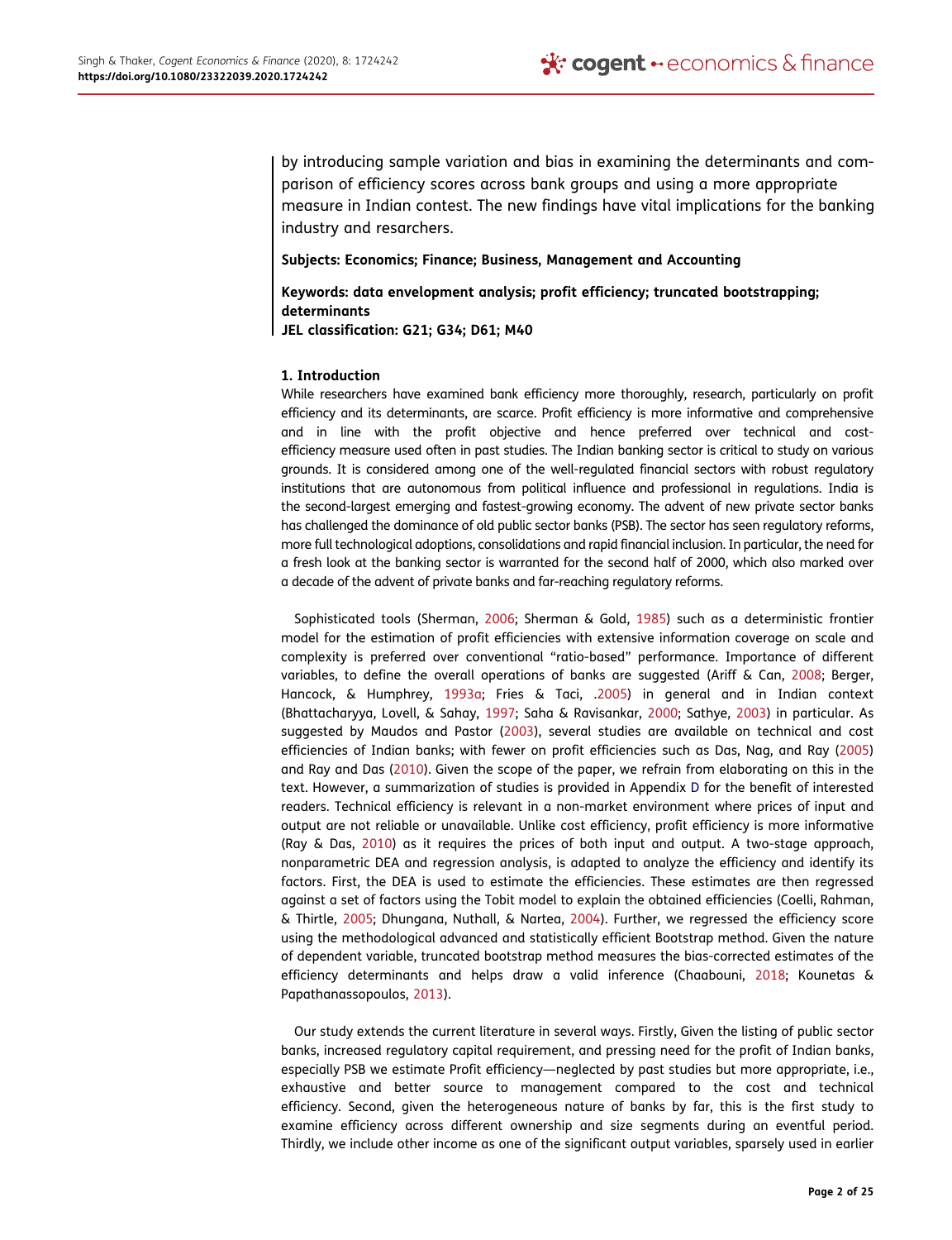by introducing sample variation and bias in examining the determinants and comparison of efficiency scores across bank groups and using a more appropriate measure in Indian contest. The new findings have vital implications for the banking industry and resarchers.

**Subjects: Economics; Finance; Business, Management and Accounting**

**Keywords: data envelopment analysis; profit efficiency; truncated bootstrapping; determinants**
**JEL classification: G21; G34; D61; M40**

## 1. Introduction

While researchers have examined bank efficiency more thoroughly, research, particularly on profit efficiency and its determinants, are scarce. Profit efficiency is more informative and comprehensive and in line with the profit objective and hence preferred over technical and cost-efficiency measure used often in past studies. The Indian banking sector is critical to study on various grounds. It is considered among one of the well-regulated financial sectors with robust regulatory institutions that are autonomous from political influence and professional in regulations. India is the second-largest emerging and fastest-growing economy. The advent of new private sector banks has challenged the dominance of old public sector banks (PSB). The sector has seen regulatory reforms, more full technological adoptions, consolidations and rapid financial inclusion. In particular, the need for a fresh look at the banking sector is warranted for the second half of 2000, which also marked over a decade of the advent of private banks and far-reaching regulatory reforms.

Sophisticated tools (Sherman, 2006; Sherman & Gold, 1985) such as a deterministic frontier model for the estimation of profit efficiencies with extensive information coverage on scale and complexity is preferred over conventional "ratio-based" performance. Importance of different variables, to define the overall operations of banks are suggested (Ariff & Can, 2008; Berger, Hancock, & Humphrey, 1993a; Fries & Taci, .2005) in general and in Indian context (Bhattacharyya, Lovell, & Sahay, 1997; Saha & Ravisankar, 2000; Sathye, 2003) in particular. As suggested by Maudos and Pastor (2003), several studies are available on technical and cost efficiencies of Indian banks; with fewer on profit efficiencies such as Das, Nag, and Ray (2005) and Ray and Das (2010). Given the scope of the paper, we refrain from elaborating on this in the text. However, a summarization of studies is provided in Appendix D for the benefit of interested readers. Technical efficiency is relevant in a non-market environment where prices of input and output are not reliable or unavailable. Unlike cost efficiency, profit efficiency is more informative (Ray & Das, 2010) as it requires the prices of both input and output. A two-stage approach, nonparametric DEA and regression analysis, is adapted to analyze the efficiency and identify its factors. First, the DEA is used to estimate the efficiencies. These estimates are then regressed against a set of factors using the Tobit model to explain the obtained efficiencies (Coelli, Rahman, & Thirtle, 2005; Dhungana, Nuthall, & Nartea, 2004). Further, we regressed the efficiency score using the methodological advanced and statistically efficient Bootstrap method. Given the nature of dependent variable, truncated bootstrap method measures the bias-corrected estimates of the efficiency determinants and helps draw a valid inference (Chaabouni, 2018; Kounetas & Papathanassopoulos, 2013).

Our study extends the current literature in several ways. Firstly, Given the listing of public sector banks, increased regulatory capital requirement, and pressing need for the profit of Indian banks, especially PSB we estimate Profit efficiency—neglected by past studies but more appropriate, i.e., exhaustive and better source to management compared to the cost and technical efficiency. Second, given the heterogeneous nature of banks by far, this is the first study to examine efficiency across different ownership and size segments during an eventful period. Thirdly, we include other income as one of the significant output variables, sparsely used in earlier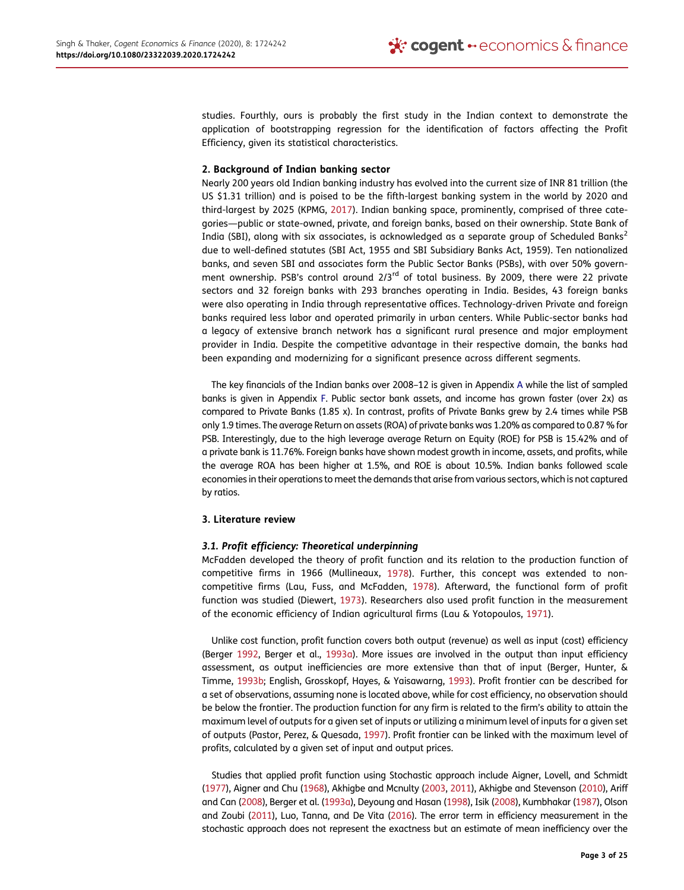studies. Fourthly, ours is probably the first study in the Indian context to demonstrate the application of bootstrapping regression for the identification of factors affecting the Profit Efficiency, given its statistical characteristics.

### 2. Background of Indian banking sector

Nearly 200 years old Indian banking industry has evolved into the current size of INR 81 trillion (the US $1.31 trillion) and is poised to be the fifth-largest banking system in the world by 2020 and third-largest by 2025 (KPMG, 2017). Indian banking space, prominently, comprised of three categories—public or state-owned, private, and foreign banks, based on their ownership. State Bank of India (SBI), along with six associates, is acknowledged as a separate group of Scheduled Banks[2] due to well-defined statutes (SBI Act, 1955 and SBI Subsidiary Banks Act, 1959). Ten nationalized banks, and seven SBI and associates form the Public Sector Banks (PSBs), with over 50% government ownership. PSB's control around 2/3$^{rd}$ of total business. By 2009, there were 22 private sectors and 32 foreign banks with 293 branches operating in India. Besides, 43 foreign banks were also operating in India through representative offices. Technology-driven Private and foreign banks required less labor and operated primarily in urban centers. While Public-sector banks had a legacy of extensive branch network has a significant rural presence and major employment provider in India. Despite the competitive advantage in their respective domain, the banks had been expanding and modernizing for a significant presence across different segments.

The key financials of the Indian banks over 2008–12 is given in Appendix A while the list of sampled banks is given in Appendix F. Public sector bank assets, and income has grown faster (over 2x) as compared to Private Banks (1.85 x). In contrast, profits of Private Banks grew by 2.4 times while PSB only 1.9 times. The average Return on assets (ROA) of private banks was 1.20% as compared to 0.87 % for PSB. Interestingly, due to the high leverage average Return on Equity (ROE) for PSB is 15.42% and of a private bank is 11.76%. Foreign banks have shown modest growth in income, assets, and profits, while the average ROA has been higher at 1.5%, and ROE is about 10.5%. Indian banks followed scale economies in their operations to meet the demands that arise from various sectors, which is not captured by ratios.

### 3. Literature review

#### *3.1. Profit efficiency: Theoretical underpinning*

McFadden developed the theory of profit function and its relation to the production function of competitive firms in 1966 (Mullineaux, 1978). Further, this concept was extended to non-competitive firms (Lau, Fuss, and McFadden, 1978). Afterward, the functional form of profit function was studied (Diewert, 1973). Researchers also used profit function in the measurement of the economic efficiency of Indian agricultural firms (Lau & Yotopoulos, 1971).

Unlike cost function, profit function covers both output (revenue) as well as input (cost) efficiency (Berger 1992, Berger et al., 1993a). More issues are involved in the output than input efficiency assessment, as output inefficiencies are more extensive than that of input (Berger, Hunter, & Timme, 1993b; English, Grosskopf, Hayes, & Yaisawarng, 1993). Profit frontier can be described for a set of observations, assuming none is located above, while for cost efficiency, no observation should be below the frontier. The production function for any firm is related to the firm's ability to attain the maximum level of outputs for a given set of inputs or utilizing a minimum level of inputs for a given set of outputs (Pastor, Perez, & Quesada, 1997). Profit frontier can be linked with the maximum level of profits, calculated by a given set of input and output prices.

Studies that applied profit function using Stochastic approach include Aigner, Lovell, and Schmidt (1977), Aigner and Chu (1968), Akhigbe and Mcnulty (2003, 2011), Akhigbe and Stevenson (2010), Ariff and Can (2008), Berger et al. (1993a), Deyoung and Hasan (1998), Isik (2008), Kumbhakar (1987), Olson and Zoubi (2011), Luo, Tanna, and De Vita (2016). The error term in efficiency measurement in the stochastic approach does not represent the exactness but an estimate of mean inefficiency over the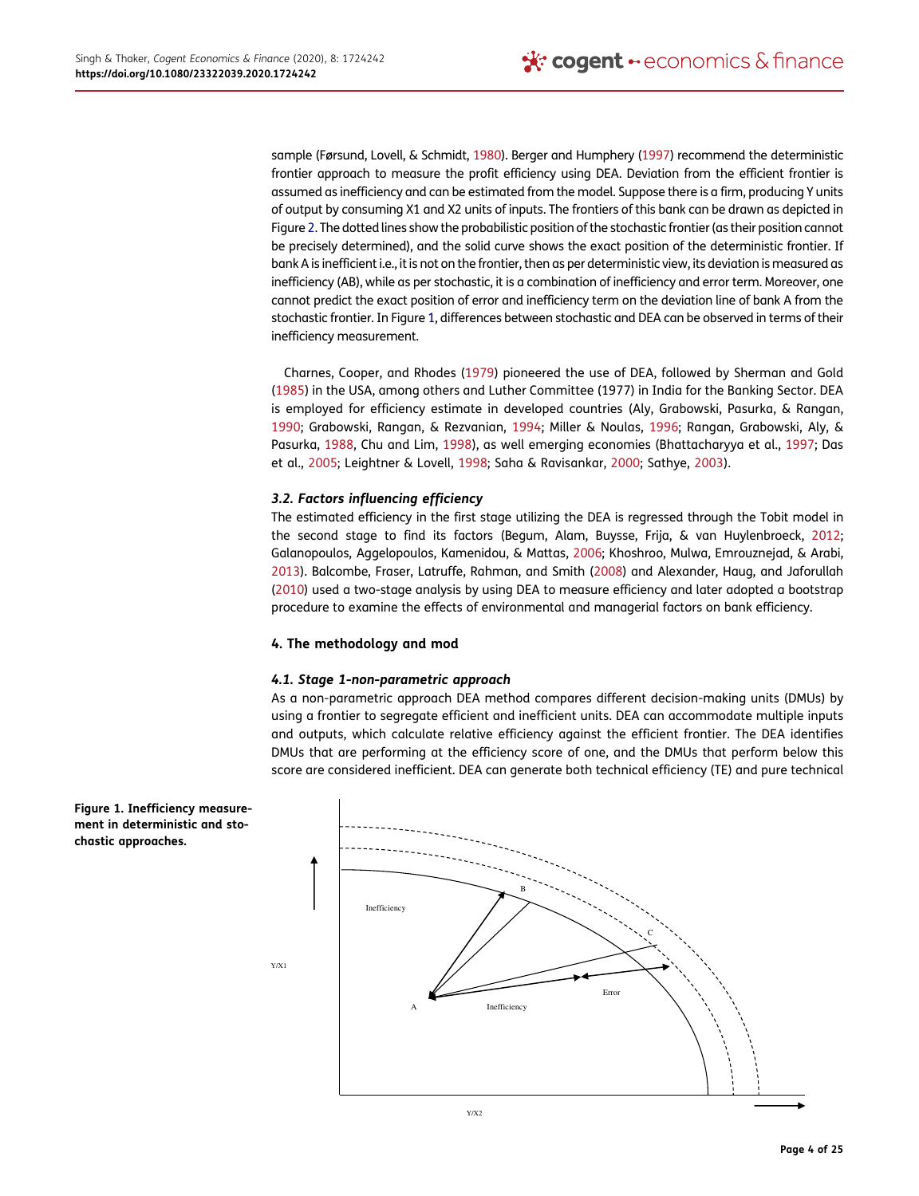sample (Førsund, Lovell, & Schmidt, 1980). Berger and Humphery (1997) recommend the deterministic frontier approach to measure the profit efficiency using DEA. Deviation from the efficient frontier is assumed as inefficiency and can be estimated from the model. Suppose there is a firm, producing Y units of output by consuming X1 and X2 units of inputs. The frontiers of this bank can be drawn as depicted in Figure 2. The dotted lines show the probabilistic position of the stochastic frontier (as their position cannot be precisely determined), and the solid curve shows the exact position of the deterministic frontier. If bank A is inefficient i.e., it is not on the frontier, then as per deterministic view, its deviation is measured as inefficiency (AB), while as per stochastic, it is a combination of inefficiency and error term. Moreover, one cannot predict the exact position of error and inefficiency term on the deviation line of bank A from the stochastic frontier. In Figure 1, differences between stochastic and DEA can be observed in terms of their inefficiency measurement.

Charnes, Cooper, and Rhodes (1979) pioneered the use of DEA, followed by Sherman and Gold (1985) in the USA, among others and Luther Committee (1977) in India for the Banking Sector. DEA is employed for efficiency estimate in developed countries (Aly, Grabowski, Pasurka, & Rangan, 1990; Grabowski, Rangan, & Rezvanian, 1994; Miller & Noulas, 1996; Rangan, Grabowski, Aly, & Pasurka, 1988, Chu and Lim, 1998), as well emerging economies (Bhattacharyya et al., 1997; Das et al., 2005; Leightner & Lovell, 1998; Saha & Ravisankar, 2000; Sathye, 2003).

### 3.2. Factors influencing efficiency

The estimated efficiency in the first stage utilizing the DEA is regressed through the Tobit model in the second stage to find its factors (Begum, Alam, Buysse, Frija, & van Huylenbroeck, 2012; Galanopoulos, Aggelopoulos, Kamenidou, & Mattas, 2006; Khoshroo, Mulwa, Emrouznejad, & Arabi, 2013). Balcombe, Fraser, Latruffe, Rahman, and Smith (2008) and Alexander, Haug, and Jaforullah (2010) used a two-stage analysis by using DEA to measure efficiency and later adopted a bootstrap procedure to examine the effects of environmental and managerial factors on bank efficiency.

## 4. The methodology and mod

### 4.1. Stage 1-non-parametric approach

As a non-parametric approach DEA method compares different decision-making units (DMUs) by using a frontier to segregate efficient and inefficient units. DEA can accommodate multiple inputs and outputs, which calculate relative efficiency against the efficient frontier. The DEA identifies DMUs that are performing at the efficiency score of one, and the DMUs that perform below this score are considered inefficient. DEA can generate both technical efficiency (TE) and pure technical

**Figure 1. Inefficiency measurement in deterministic and stochastic approaches.**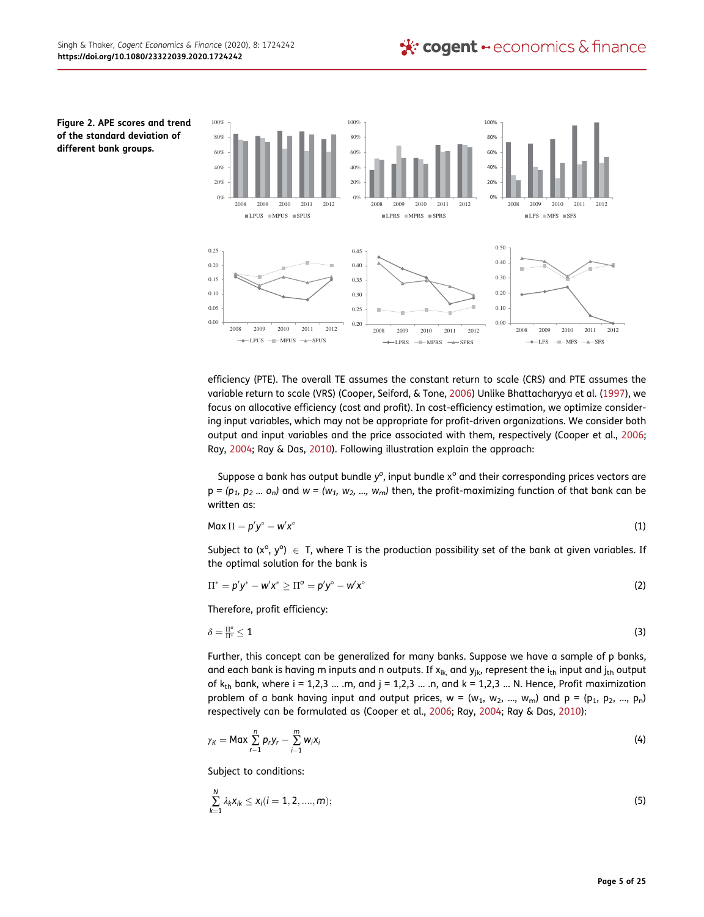**Figure 2. APE scores and trend of the standard deviation of different bank groups.**

efficiency (PTE). The overall TE assumes the constant return to scale (CRS) and PTE assumes the variable return to scale (VRS) (Cooper, Seiford, & Tone, 2006) Unlike Bhattacharyya et al. (1997), we focus on allocative efficiency (cost and profit). In cost-efficiency estimation, we optimize considering input variables, which may not be appropriate for profit-driven organizations. We consider both output and input variables and the price associated with them, respectively (Cooper et al., 2006; Ray, 2004; Ray & Das, 2010). Following illustration explain the approach:

Suppose a bank has output bundle $y^o$, input bundle $x^o$ and their corresponding prices vectors are $p = (p_1, p_2 \ldots o_n)$ and $w = (w_1, w_2, \ldots, w_m)$ then, the profit-maximizing function of that bank can be written as:

$$\text{Max}\,\Pi = p'y^{\circ} - w'x^{\circ} \tag{1}$$

Subject to $(x^o, y^o) \in T$, where T is the production possibility set of the bank at given variables. If the optimal solution for the bank is

$$\Pi^{*} = p'y^{*} - w'x^{*} \geq \Pi^{o} = p'y^{\circ} - w'x^{\circ} \tag{2}$$

Therefore, profit efficiency:

$$\delta = \frac{\Pi^{o}}{\Pi^{*}} \leq 1 \tag{3}$$

Further, this concept can be generalized for many banks. Suppose we have a sample of p banks, and each bank is having m inputs and n outputs. If $x_{ik}$ and $y_{jk}$ represent the $i_{th}$ input and $j_{th}$ output of $k_{th}$ bank, where i = 1,2,3 … .m, and j = 1,2,3 … .n, and k = 1,2,3 … N. Hence, Profit maximization problem of a bank having input and output prices, $w = (w_1, w_2, \ldots, w_m)$ and $p = (p_1, p_2, \ldots, p_n)$ respectively can be formulated as (Cooper et al., 2006; Ray, 2004; Ray & Das, 2010):

$$\gamma_K = \text{Max} \sum_{r-1}^{n} p_r y_r - \sum_{i-1}^{m} w_i x_i \tag{4}$$

Subject to conditions:

$$\sum_{k=1}^{N} \lambda_k x_{ik} \leq x_i (i = 1, 2, \ldots.., m); \tag{5}$$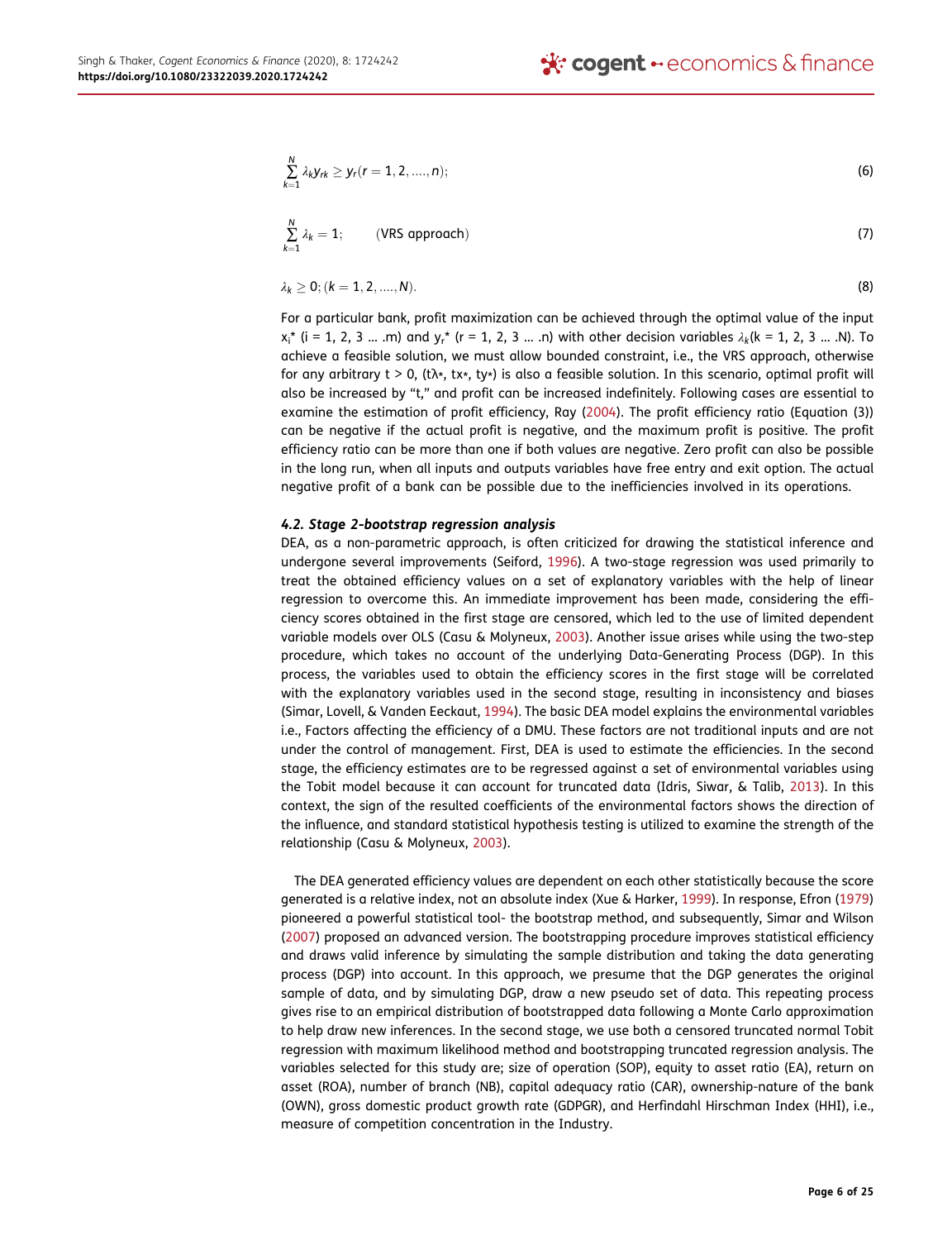$$\sum_{k=1}^{N} \lambda_k y_{rk} \geq y_r (r = 1, 2, \ldots, n); \tag{6}$$

$$\sum_{k=1}^{N} \lambda_k = 1; \qquad \text{(VRS approach)} \tag{7}$$

$$\lambda_k \geq 0; (k = 1, 2, \ldots, N). \tag{8}$$

For a particular bank, profit maximization can be achieved through the optimal value of the input $x_i^*$ (i = 1, 2, 3 … .m) and $y_r^*$ (r = 1, 2, 3 … .n) with other decision variables $\lambda_k$(k = 1, 2, 3 … .N). To achieve a feasible solution, we must allow bounded constraint, i.e., the VRS approach, otherwise for any arbitrary t > 0, ($t\lambda*$, $tx*$, $ty*$) is also a feasible solution. In this scenario, optimal profit will also be increased by "t," and profit can be increased indefinitely. Following cases are essential to examine the estimation of profit efficiency, Ray (2004). The profit efficiency ratio (Equation (3)) can be negative if the actual profit is negative, and the maximum profit is positive. The profit efficiency ratio can be more than one if both values are negative. Zero profit can also be possible in the long run, when all inputs and outputs variables have free entry and exit option. The actual negative profit of a bank can be possible due to the inefficiencies involved in its operations.

### *4.2. Stage 2-bootstrap regression analysis*

DEA, as a non-parametric approach, is often criticized for drawing the statistical inference and undergone several improvements (Seiford, 1996). A two-stage regression was used primarily to treat the obtained efficiency values on a set of explanatory variables with the help of linear regression to overcome this. An immediate improvement has been made, considering the efficiency scores obtained in the first stage are censored, which led to the use of limited dependent variable models over OLS (Casu & Molyneux, 2003). Another issue arises while using the two-step procedure, which takes no account of the underlying Data-Generating Process (DGP). In this process, the variables used to obtain the efficiency scores in the first stage will be correlated with the explanatory variables used in the second stage, resulting in inconsistency and biases (Simar, Lovell, & Vanden Eeckaut, 1994). The basic DEA model explains the environmental variables i.e., Factors affecting the efficiency of a DMU. These factors are not traditional inputs and are not under the control of management. First, DEA is used to estimate the efficiencies. In the second stage, the efficiency estimates are to be regressed against a set of environmental variables using the Tobit model because it can account for truncated data (Idris, Siwar, & Talib, 2013). In this context, the sign of the resulted coefficients of the environmental factors shows the direction of the influence, and standard statistical hypothesis testing is utilized to examine the strength of the relationship (Casu & Molyneux, 2003).

The DEA generated efficiency values are dependent on each other statistically because the score generated is a relative index, not an absolute index (Xue & Harker, 1999). In response, Efron (1979) pioneered a powerful statistical tool- the bootstrap method, and subsequently, Simar and Wilson (2007) proposed an advanced version. The bootstrapping procedure improves statistical efficiency and draws valid inference by simulating the sample distribution and taking the data generating process (DGP) into account. In this approach, we presume that the DGP generates the original sample of data, and by simulating DGP, draw a new pseudo set of data. This repeating process gives rise to an empirical distribution of bootstrapped data following a Monte Carlo approximation to help draw new inferences. In the second stage, we use both a censored truncated normal Tobit regression with maximum likelihood method and bootstrapping truncated regression analysis. The variables selected for this study are; size of operation (SOP), equity to asset ratio (EA), return on asset (ROA), number of branch (NB), capital adequacy ratio (CAR), ownership-nature of the bank (OWN), gross domestic product growth rate (GDPGR), and Herfindahl Hirschman Index (HHI), i.e., measure of competition concentration in the Industry.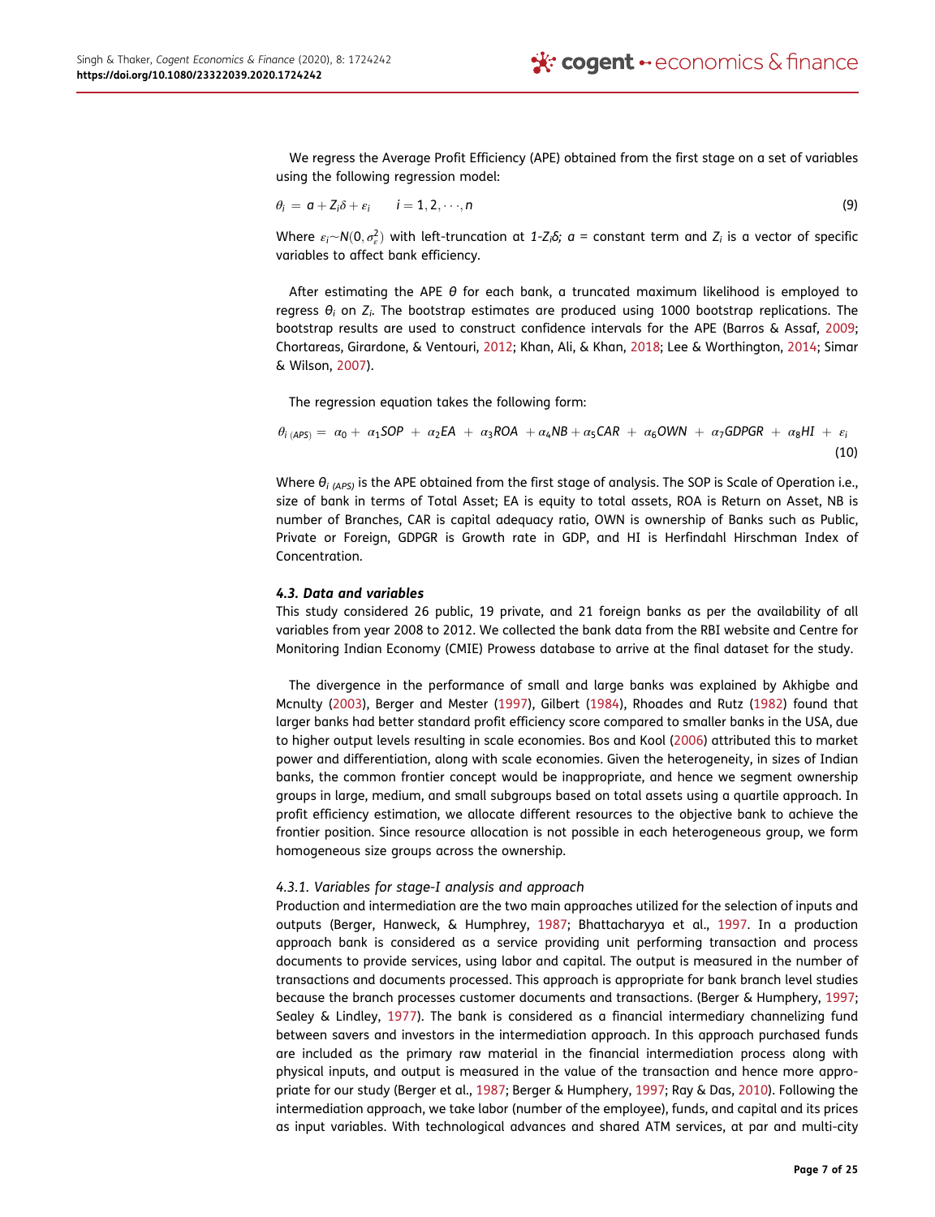We regress the Average Profit Efficiency (APE) obtained from the first stage on a set of variables using the following regression model:

$$\theta_i = a + Z_i\delta + \varepsilon_i \qquad i = 1, 2, \cdots, n \tag{9}$$

Where $\varepsilon_i \sim N(0, \sigma_\varepsilon^2)$ with left-truncation at $1\text{-}Z_i\delta$; $a$ = constant term and $Z_i$ is a vector of specific variables to affect bank efficiency.

After estimating the APE $\theta$ for each bank, a truncated maximum likelihood is employed to regress $\theta_i$ on $Z_i$. The bootstrap estimates are produced using 1000 bootstrap replications. The bootstrap results are used to construct confidence intervals for the APE (Barros & Assaf, 2009; Chortareas, Girardone, & Ventouri, 2012; Khan, Ali, & Khan, 2018; Lee & Worthington, 2014; Simar & Wilson, 2007).

The regression equation takes the following form:

$$\theta_{i\,(APS)} = \alpha_0 + \alpha_1 SOP + \alpha_2 EA + \alpha_3 ROA + \alpha_4 NB + \alpha_5 CAR + \alpha_6 OWN + \alpha_7 GDPGR + \alpha_8 HI + \varepsilon_i \tag{10}$$

Where $\theta_{i\,(APS)}$ is the APE obtained from the first stage of analysis. The SOP is Scale of Operation i.e., size of bank in terms of Total Asset; EA is equity to total assets, ROA is Return on Asset, NB is number of Branches, CAR is capital adequacy ratio, OWN is ownership of Banks such as Public, Private or Foreign, GDPGR is Growth rate in GDP, and HI is Herfindahl Hirschman Index of Concentration.

### *4.3. Data and variables*

This study considered 26 public, 19 private, and 21 foreign banks as per the availability of all variables from year 2008 to 2012. We collected the bank data from the RBI website and Centre for Monitoring Indian Economy (CMIE) Prowess database to arrive at the final dataset for the study.

The divergence in the performance of small and large banks was explained by Akhigbe and Mcnulty (2003), Berger and Mester (1997), Gilbert (1984), Rhoades and Rutz (1982) found that larger banks had better standard profit efficiency score compared to smaller banks in the USA, due to higher output levels resulting in scale economies. Bos and Kool (2006) attributed this to market power and differentiation, along with scale economies. Given the heterogeneity, in sizes of Indian banks, the common frontier concept would be inappropriate, and hence we segment ownership groups in large, medium, and small subgroups based on total assets using a quartile approach. In profit efficiency estimation, we allocate different resources to the objective bank to achieve the frontier position. Since resource allocation is not possible in each heterogeneous group, we form homogeneous size groups across the ownership.

#### *4.3.1. Variables for stage-I analysis and approach*

Production and intermediation are the two main approaches utilized for the selection of inputs and outputs (Berger, Hanweck, & Humphrey, 1987; Bhattacharyya et al., 1997. In a production approach bank is considered as a service providing unit performing transaction and process documents to provide services, using labor and capital. The output is measured in the number of transactions and documents processed. This approach is appropriate for bank branch level studies because the branch processes customer documents and transactions. (Berger & Humphery, 1997; Sealey & Lindley, 1977). The bank is considered as a financial intermediary channelizing fund between savers and investors in the intermediation approach. In this approach purchased funds are included as the primary raw material in the financial intermediation process along with physical inputs, and output is measured in the value of the transaction and hence more appropriate for our study (Berger et al., 1987; Berger & Humphery, 1997; Ray & Das, 2010). Following the intermediation approach, we take labor (number of the employee), funds, and capital and its prices as input variables. With technological advances and shared ATM services, at par and multi-city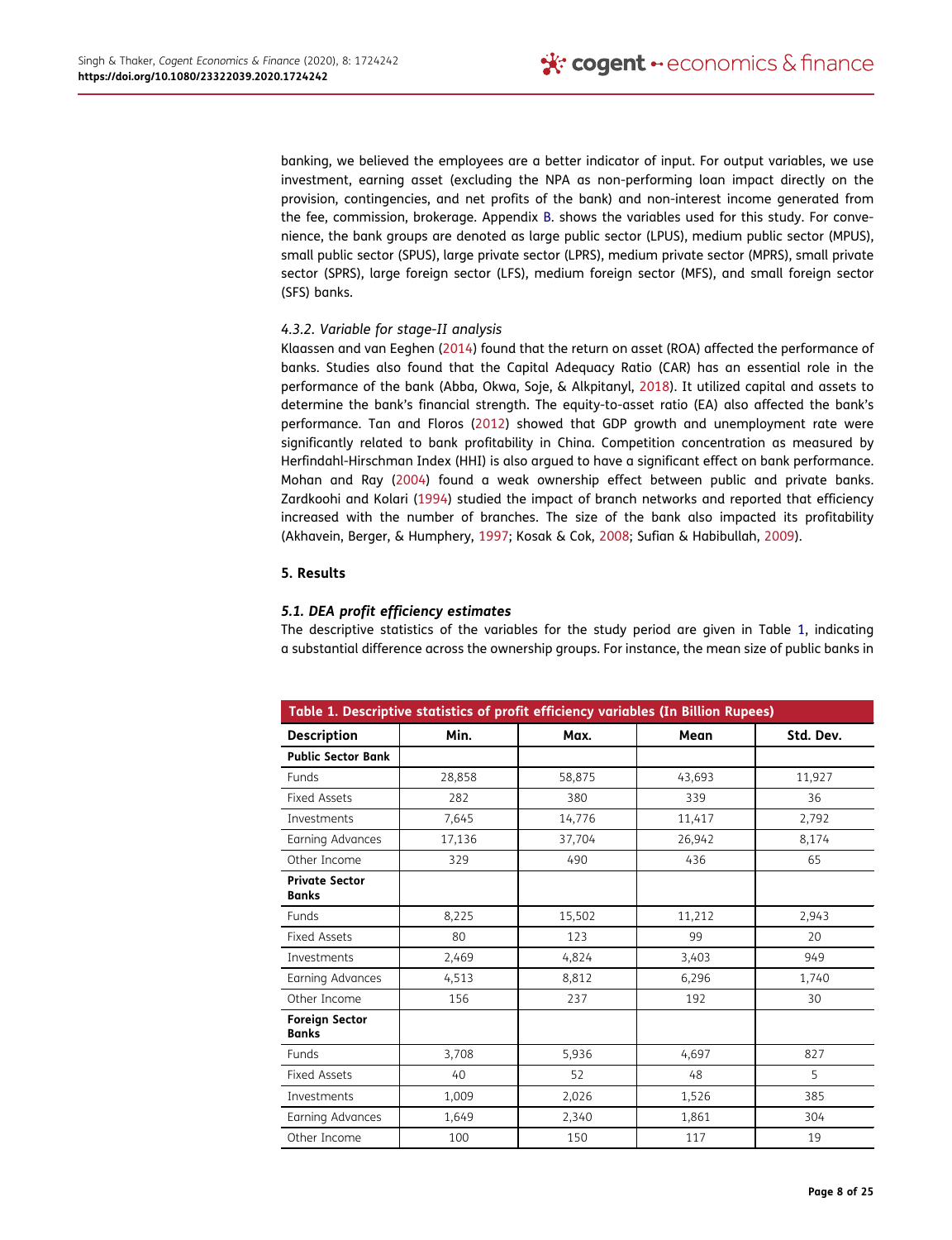banking, we believed the employees are a better indicator of input. For output variables, we use investment, earning asset (excluding the NPA as non-performing loan impact directly on the provision, contingencies, and net profits of the bank) and non-interest income generated from the fee, commission, brokerage. Appendix B. shows the variables used for this study. For convenience, the bank groups are denoted as large public sector (LPUS), medium public sector (MPUS), small public sector (SPUS), large private sector (LPRS), medium private sector (MPRS), small private sector (SPRS), large foreign sector (LFS), medium foreign sector (MFS), and small foreign sector (SFS) banks.

#### *4.3.2. Variable for stage-II analysis*

Klaassen and van Eeghen (2014) found that the return on asset (ROA) affected the performance of banks. Studies also found that the Capital Adequacy Ratio (CAR) has an essential role in the performance of the bank (Abba, Okwa, Soje, & Alkpitanyl, 2018). It utilized capital and assets to determine the bank's financial strength. The equity-to-asset ratio (EA) also affected the bank's performance. Tan and Floros (2012) showed that GDP growth and unemployment rate were significantly related to bank profitability in China. Competition concentration as measured by Herfindahl-Hirschman Index (HHI) is also argued to have a significant effect on bank performance. Mohan and Ray (2004) found a weak ownership effect between public and private banks. Zardkoohi and Kolari (1994) studied the impact of branch networks and reported that efficiency increased with the number of branches. The size of the bank also impacted its profitability (Akhavein, Berger, & Humphery, 1997; Kosak & Cok, 2008; Sufian & Habibullah, 2009).

## 5. Results

### *5.1. DEA profit efficiency estimates*

The descriptive statistics of the variables for the study period are given in Table 1, indicating a substantial difference across the ownership groups. For instance, the mean size of public banks in

**Table 1. Descriptive statistics of profit efficiency variables (In Billion Rupees)**

| Description | Min. | Max. | Mean | Std. Dev. |
|---|---|---|---|---|
| **Public Sector Bank** | | | | |
| Funds | 28,858 | 58,875 | 43,693 | 11,927 |
| Fixed Assets | 282 | 380 | 339 | 36 |
| Investments | 7,645 | 14,776 | 11,417 | 2,792 |
| Earning Advances | 17,136 | 37,704 | 26,942 | 8,174 |
| Other Income | 329 | 490 | 436 | 65 |
| **Private Sector Banks** | | | | |
| Funds | 8,225 | 15,502 | 11,212 | 2,943 |
| Fixed Assets | 80 | 123 | 99 | 20 |
| Investments | 2,469 | 4,824 | 3,403 | 949 |
| Earning Advances | 4,513 | 8,812 | 6,296 | 1,740 |
| Other Income | 156 | 237 | 192 | 30 |
| **Foreign Sector Banks** | | | | |
| Funds | 3,708 | 5,936 | 4,697 | 827 |
| Fixed Assets | 40 | 52 | 48 | 5 |
| Investments | 1,009 | 2,026 | 1,526 | 385 |
| Earning Advances | 1,649 | 2,340 | 1,861 | 304 |
| Other Income | 100 | 150 | 117 | 19 |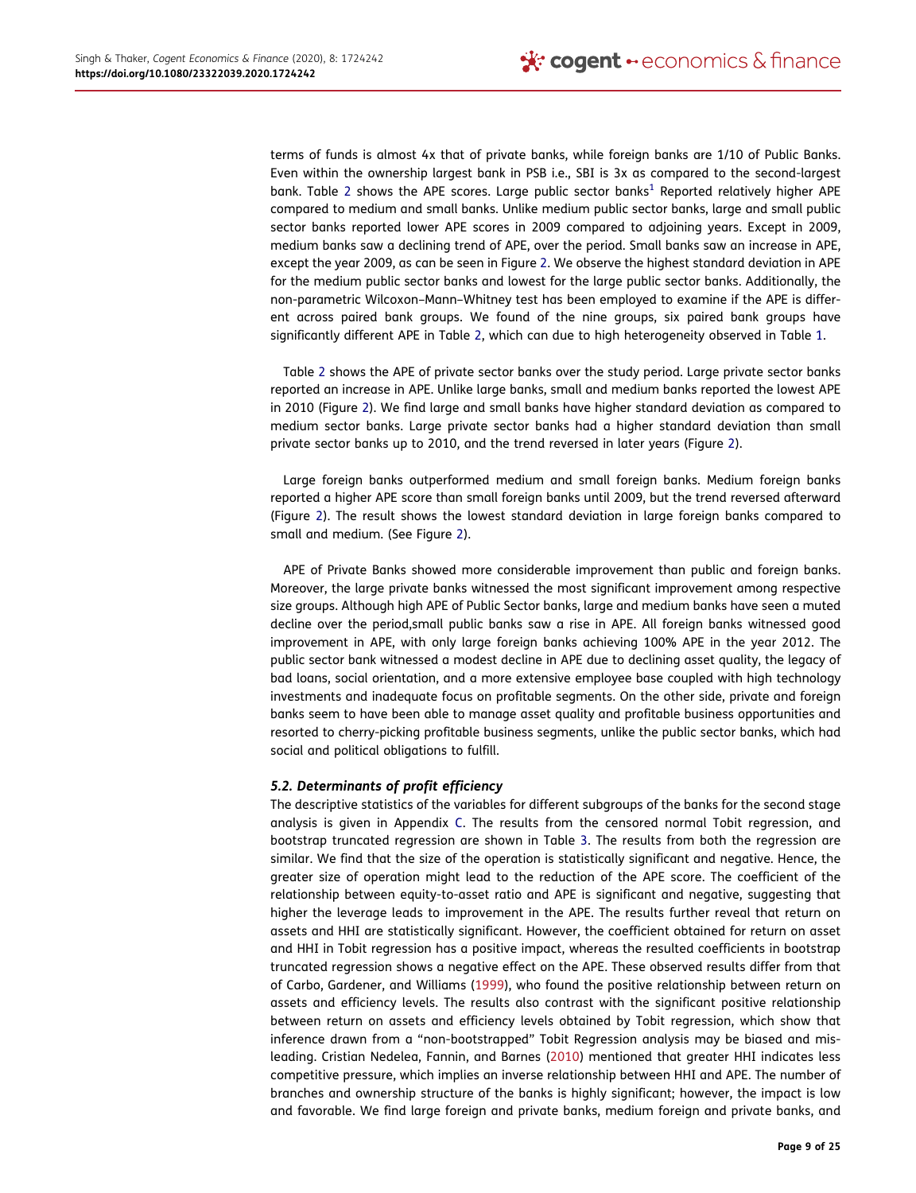terms of funds is almost 4x that of private banks, while foreign banks are 1/10 of Public Banks. Even within the ownership largest bank in PSB i.e., SBI is 3x as compared to the second-largest bank. Table 2 shows the APE scores. Large public sector banks[1] Reported relatively higher APE compared to medium and small banks. Unlike medium public sector banks, large and small public sector banks reported lower APE scores in 2009 compared to adjoining years. Except in 2009, medium banks saw a declining trend of APE, over the period. Small banks saw an increase in APE, except the year 2009, as can be seen in Figure 2. We observe the highest standard deviation in APE for the medium public sector banks and lowest for the large public sector banks. Additionally, the non-parametric Wilcoxon–Mann–Whitney test has been employed to examine if the APE is different across paired bank groups. We found of the nine groups, six paired bank groups have significantly different APE in Table 2, which can due to high heterogeneity observed in Table 1.

Table 2 shows the APE of private sector banks over the study period. Large private sector banks reported an increase in APE. Unlike large banks, small and medium banks reported the lowest APE in 2010 (Figure 2). We find large and small banks have higher standard deviation as compared to medium sector banks. Large private sector banks had a higher standard deviation than small private sector banks up to 2010, and the trend reversed in later years (Figure 2).

Large foreign banks outperformed medium and small foreign banks. Medium foreign banks reported a higher APE score than small foreign banks until 2009, but the trend reversed afterward (Figure 2). The result shows the lowest standard deviation in large foreign banks compared to small and medium. (See Figure 2).

APE of Private Banks showed more considerable improvement than public and foreign banks. Moreover, the large private banks witnessed the most significant improvement among respective size groups. Although high APE of Public Sector banks, large and medium banks have seen a muted decline over the period,small public banks saw a rise in APE. All foreign banks witnessed good improvement in APE, with only large foreign banks achieving 100% APE in the year 2012. The public sector bank witnessed a modest decline in APE due to declining asset quality, the legacy of bad loans, social orientation, and a more extensive employee base coupled with high technology investments and inadequate focus on profitable segments. On the other side, private and foreign banks seem to have been able to manage asset quality and profitable business opportunities and resorted to cherry-picking profitable business segments, unlike the public sector banks, which had social and political obligations to fulfill.

### *5.2. Determinants of profit efficiency*

The descriptive statistics of the variables for different subgroups of the banks for the second stage analysis is given in Appendix C. The results from the censored normal Tobit regression, and bootstrap truncated regression are shown in Table 3. The results from both the regression are similar. We find that the size of the operation is statistically significant and negative. Hence, the greater size of operation might lead to the reduction of the APE score. The coefficient of the relationship between equity-to-asset ratio and APE is significant and negative, suggesting that higher the leverage leads to improvement in the APE. The results further reveal that return on assets and HHI are statistically significant. However, the coefficient obtained for return on asset and HHI in Tobit regression has a positive impact, whereas the resulted coefficients in bootstrap truncated regression shows a negative effect on the APE. These observed results differ from that of Carbo, Gardener, and Williams (1999), who found the positive relationship between return on assets and efficiency levels. The results also contrast with the significant positive relationship between return on assets and efficiency levels obtained by Tobit regression, which show that inference drawn from a "non-bootstrapped" Tobit Regression analysis may be biased and misleading. Cristian Nedelea, Fannin, and Barnes (2010) mentioned that greater HHI indicates less competitive pressure, which implies an inverse relationship between HHI and APE. The number of branches and ownership structure of the banks is highly significant; however, the impact is low and favorable. We find large foreign and private banks, medium foreign and private banks, and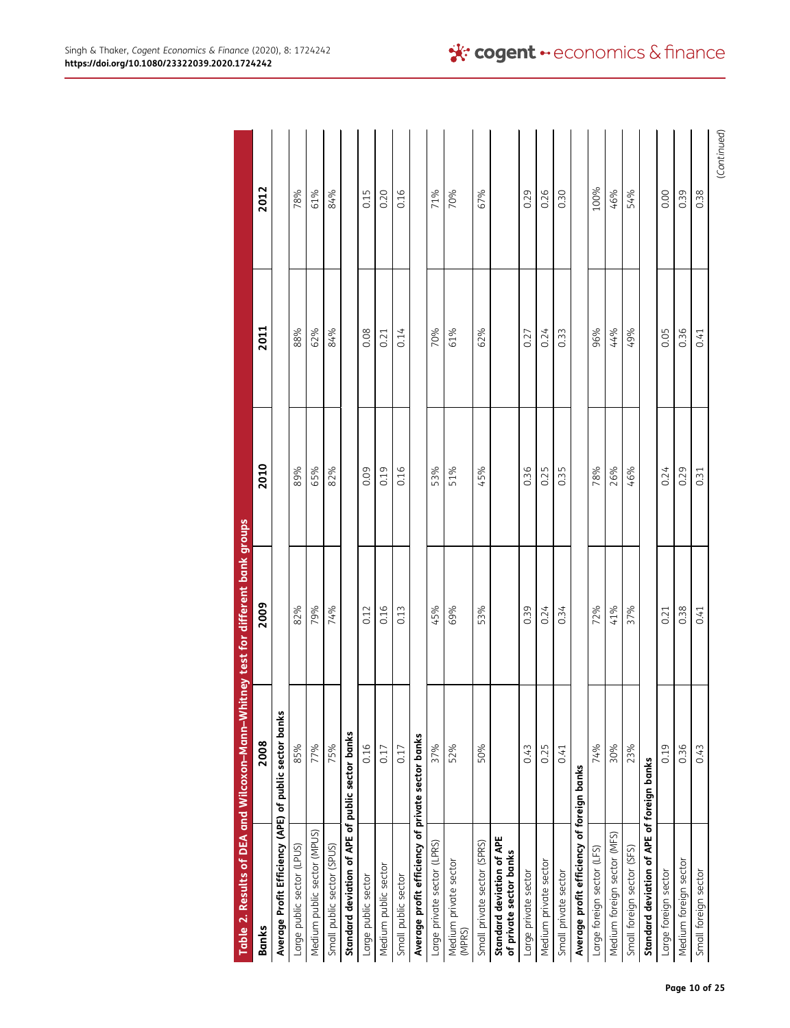**Table 2. Results of DEA and Wilcoxon–Mann–Whitney test for different bank groups**

| Banks | 2008 | 2009 | 2010 | 2011 | 2012 |
|---|---|---|---|---|---|
| **Average Profit Efficiency (APE) of public sector banks** | | | | | |
| Large public sector (LPUS) | 85% | 82% | 89% | 88% | 78% |
| Medium public sector (MPUS) | 77% | 79% | 65% | 62% | 61% |
| Small public sector (SPUS) | 75% | 74% | 82% | 84% | 84% |
| **Standard deviation of APE of public sector banks** | | | | | |
| Large public sector | 0.16 | 0.12 | 0.09 | 0.08 | 0.15 |
| Medium public sector | 0.17 | 0.16 | 0.19 | 0.21 | 0.20 |
| Small public sector | 0.17 | 0.13 | 0.16 | 0.14 | 0.16 |
| **Average profit efficiency of private sector banks** | | | | | |
| Large private sector (LPRS) | 37% | 45% | 53% | 70% | 71% |
| Medium private sector (MPRS) | 52% | 69% | 51% | 61% | 70% |
| Small private sector (SPRS) | 50% | 53% | 45% | 62% | 67% |
| **Standard deviation of APE of private sector banks** | | | | | |
| Large private sector | 0.43 | 0.39 | 0.36 | 0.27 | 0.29 |
| Medium private sector | 0.25 | 0.24 | 0.25 | 0.24 | 0.26 |
| Small private sector | 0.41 | 0.34 | 0.35 | 0.33 | 0.30 |
| **Average profit efficiency of foreign banks** | | | | | |
| Large foreign sector (LFS) | 74% | 72% | 78% | 96% | 100% |
| Medium foreign sector (MFS) | 30% | 41% | 26% | 44% | 46% |
| Small foreign sector (SFS) | 23% | 37% | 46% | 49% | 54% |
| **Standard deviation of APE of foreign banks** | | | | | |
| Large foreign sector | 0.19 | 0.21 | 0.24 | 0.05 | 0.00 |
| Medium foreign sector | 0.36 | 0.38 | 0.29 | 0.36 | 0.39 |
| Small foreign sector | 0.43 | 0.41 | 0.31 | 0.41 | 0.38 |

(Continued)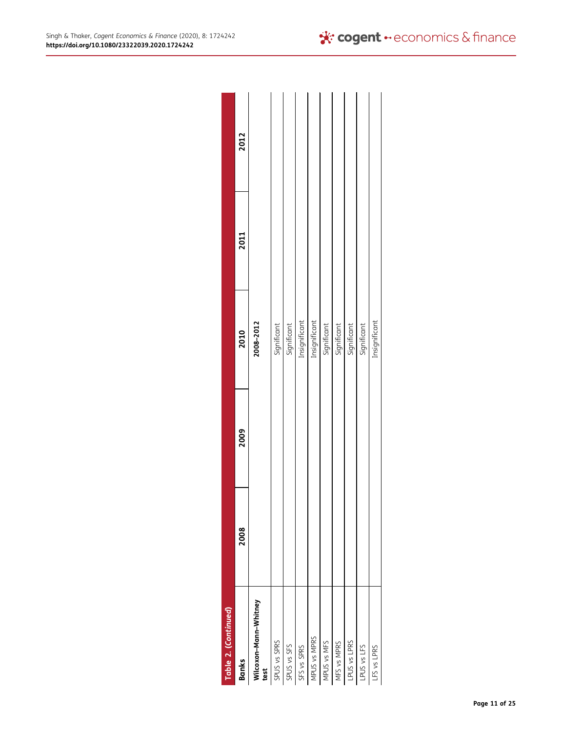Table 2. (Continued)

| Banks | 2008 | 2009 | 2010 | 2011 | 2012 |
|---|---|---|---|---|---|
| **Wilcoxon–Mann–Whitney test** | | | **2008–2012** | | |
| SPUS vs SPRS | | | Significant | | |
| SPUS vs SFS | | | Significant | | |
| SFS vs SPRS | | | Insignificant | | |
| MPUS vs MPRS | | | Insignificant | | |
| MPUS vs MFS | | | Significant | | |
| MFS vs MPRS | | | Significant | | |
| LPUS vs LPRS | | | Significant | | |
| LPUS vs LFS | | | Significant | | |
| LFS vs LPRS | | | Insignificant | | |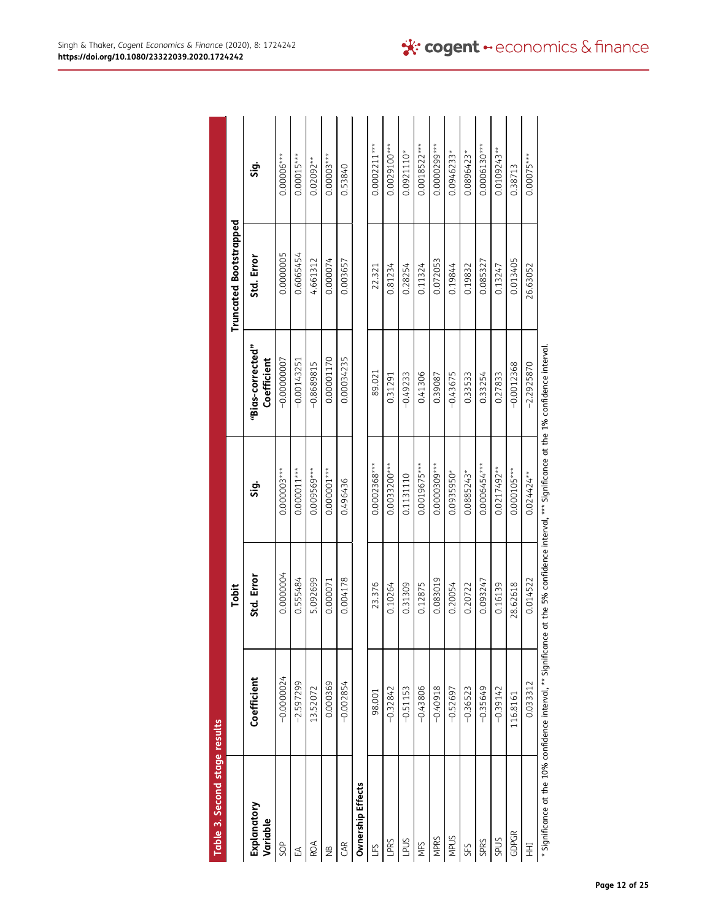**Table 3. Second stage results**

| Explanatory Variable | Tobit | | | Truncated Bootstrapped | | |
|---|---|---|---|---|---|---|
| | Coefficient | Std. Error | Sig. | "Bias-corrected" Coefficient | Std. Error | Sig. |
| SOP | −0.0000024 | 0.0000004 | 0.000003*** | −0.00000007 | 0.0000005 | 0.00006*** |
| EA | −2.597299 | 0.555484 | 0.000011*** | −0.00143251 | 0.6065454 | 0.00015*** |
| ROA | 13.52072 | 5.092699 | 0.009569*** | −0.8689815 | 4.661312 | 0.02092** |
| NB | 0.000369 | 0.000071 | 0.000001*** | 0.00001170 | 0.000074 | 0.00003*** |
| CAR | −0.002854 | 0.004178 | 0.496436 | 0.00034235 | 0.003657 | 0.53840 |
| **Ownership Effects** | | | | | | |
| LFS | 98.001 | 23.376 | 0.0002368*** | 89.021 | 22.321 | 0.0002211*** |
| LPRS | −0.32842 | 0.10264 | 0.0033200*** | 0.31291 | 0.81234 | 0.0029100*** |
| LPUS | −0.51153 | 0.31309 | 0.1131110 | −0.49233 | 0.28254 | 0.0921110* |
| MFS | −0.43806 | 0.12875 | 0.0019675*** | 0.41306 | 0.11324 | 0.0018522*** |
| MPRS | −0.40918 | 0.083019 | 0.0000309*** | 0.39087 | 0.072053 | 0.0000299*** |
| MPUS | −0.52697 | 0.20054 | 0.0935950* | −0.43675 | 0.19844 | 0.0946233* |
| SFS | −0.36523 | 0.20722 | 0.0885243* | 0.33533 | 0.19832 | 0.0896423* |
| SPRS | −0.35649 | 0.093247 | 0.0006454*** | 0.33254 | 0.085327 | 0.0006130*** |
| SPUS | −0.39142 | 0.16139 | 0.0217492** | 0.27833 | 0.13247 | 0.0109243** |
| GDPGR | 116.8161 | 28.62618 | 0.000105*** | −0.0012368 | 0.013405 | 0.38713 |
| HHI | 0.033312 | 0.014522 | 0.024424** | −2.2925870 | 26.63052 | 0.00075*** |

\* Significance at the 10% confidence interval, ** Significance at the 5% confidence interval, *** Significance at the 1% confidence interval.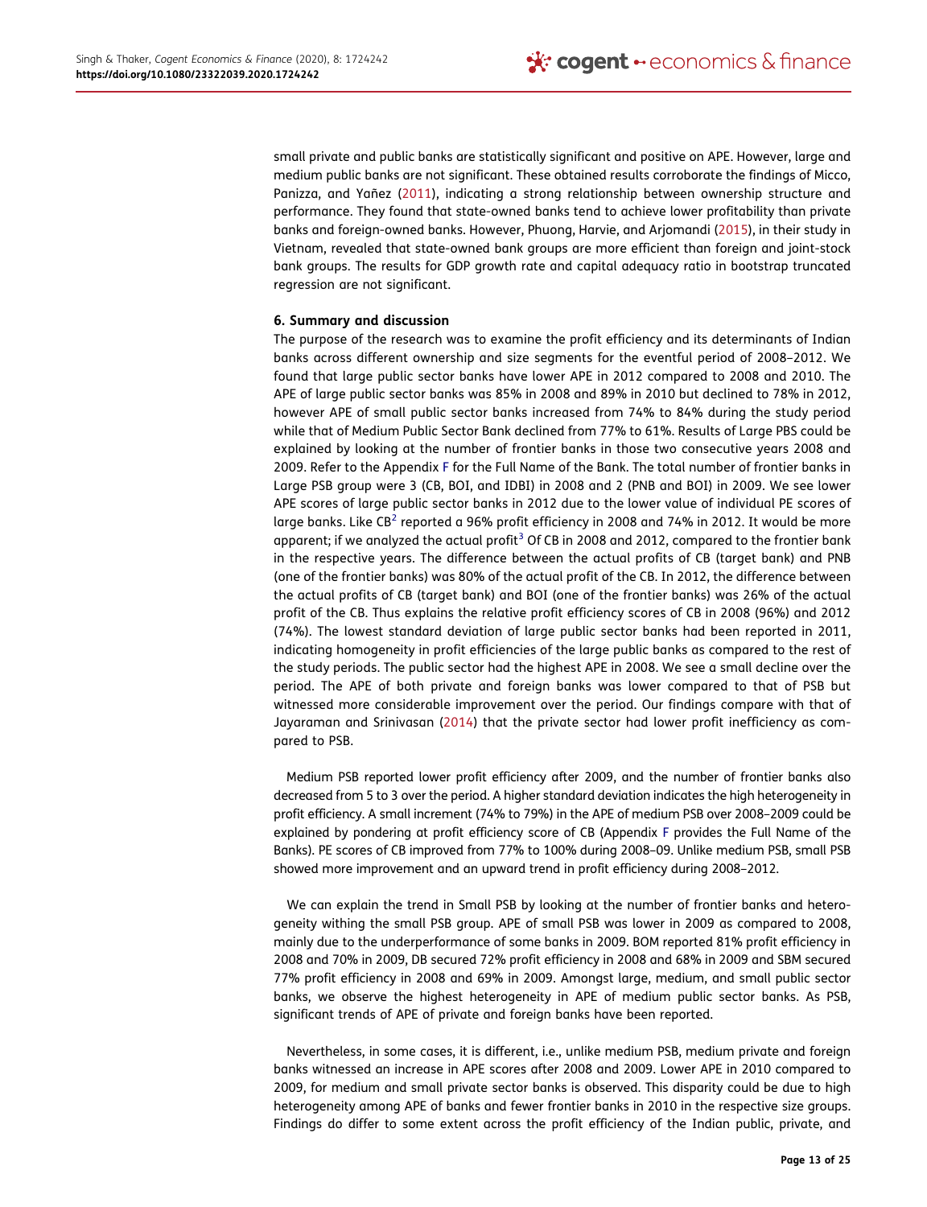small private and public banks are statistically significant and positive on APE. However, large and medium public banks are not significant. These obtained results corroborate the findings of Micco, Panizza, and Yañez (2011), indicating a strong relationship between ownership structure and performance. They found that state-owned banks tend to achieve lower profitability than private banks and foreign-owned banks. However, Phuong, Harvie, and Arjomandi (2015), in their study in Vietnam, revealed that state-owned bank groups are more efficient than foreign and joint-stock bank groups. The results for GDP growth rate and capital adequacy ratio in bootstrap truncated regression are not significant.

## 6. Summary and discussion

The purpose of the research was to examine the profit efficiency and its determinants of Indian banks across different ownership and size segments for the eventful period of 2008–2012. We found that large public sector banks have lower APE in 2012 compared to 2008 and 2010. The APE of large public sector banks was 85% in 2008 and 89% in 2010 but declined to 78% in 2012, however APE of small public sector banks increased from 74% to 84% during the study period while that of Medium Public Sector Bank declined from 77% to 61%. Results of Large PBS could be explained by looking at the number of frontier banks in those two consecutive years 2008 and 2009. Refer to the Appendix F for the Full Name of the Bank. The total number of frontier banks in Large PSB group were 3 (CB, BOI, and IDBI) in 2008 and 2 (PNB and BOI) in 2009. We see lower APE scores of large public sector banks in 2012 due to the lower value of individual PE scores of large banks. Like CB[2] reported a 96% profit efficiency in 2008 and 74% in 2012. It would be more apparent; if we analyzed the actual profit[3] Of CB in 2008 and 2012, compared to the frontier bank in the respective years. The difference between the actual profits of CB (target bank) and PNB (one of the frontier banks) was 80% of the actual profit of the CB. In 2012, the difference between the actual profits of CB (target bank) and BOI (one of the frontier banks) was 26% of the actual profit of the CB. Thus explains the relative profit efficiency scores of CB in 2008 (96%) and 2012 (74%). The lowest standard deviation of large public sector banks had been reported in 2011, indicating homogeneity in profit efficiencies of the large public banks as compared to the rest of the study periods. The public sector had the highest APE in 2008. We see a small decline over the period. The APE of both private and foreign banks was lower compared to that of PSB but witnessed more considerable improvement over the period. Our findings compare with that of Jayaraman and Srinivasan (2014) that the private sector had lower profit inefficiency as compared to PSB.

Medium PSB reported lower profit efficiency after 2009, and the number of frontier banks also decreased from 5 to 3 over the period. A higher standard deviation indicates the high heterogeneity in profit efficiency. A small increment (74% to 79%) in the APE of medium PSB over 2008–2009 could be explained by pondering at profit efficiency score of CB (Appendix F provides the Full Name of the Banks). PE scores of CB improved from 77% to 100% during 2008–09. Unlike medium PSB, small PSB showed more improvement and an upward trend in profit efficiency during 2008–2012.

We can explain the trend in Small PSB by looking at the number of frontier banks and heterogeneity withing the small PSB group. APE of small PSB was lower in 2009 as compared to 2008, mainly due to the underperformance of some banks in 2009. BOM reported 81% profit efficiency in 2008 and 70% in 2009, DB secured 72% profit efficiency in 2008 and 68% in 2009 and SBM secured 77% profit efficiency in 2008 and 69% in 2009. Amongst large, medium, and small public sector banks, we observe the highest heterogeneity in APE of medium public sector banks. As PSB, significant trends of APE of private and foreign banks have been reported.

Nevertheless, in some cases, it is different, i.e., unlike medium PSB, medium private and foreign banks witnessed an increase in APE scores after 2008 and 2009. Lower APE in 2010 compared to 2009, for medium and small private sector banks is observed. This disparity could be due to high heterogeneity among APE of banks and fewer frontier banks in 2010 in the respective size groups. Findings do differ to some extent across the profit efficiency of the Indian public, private, and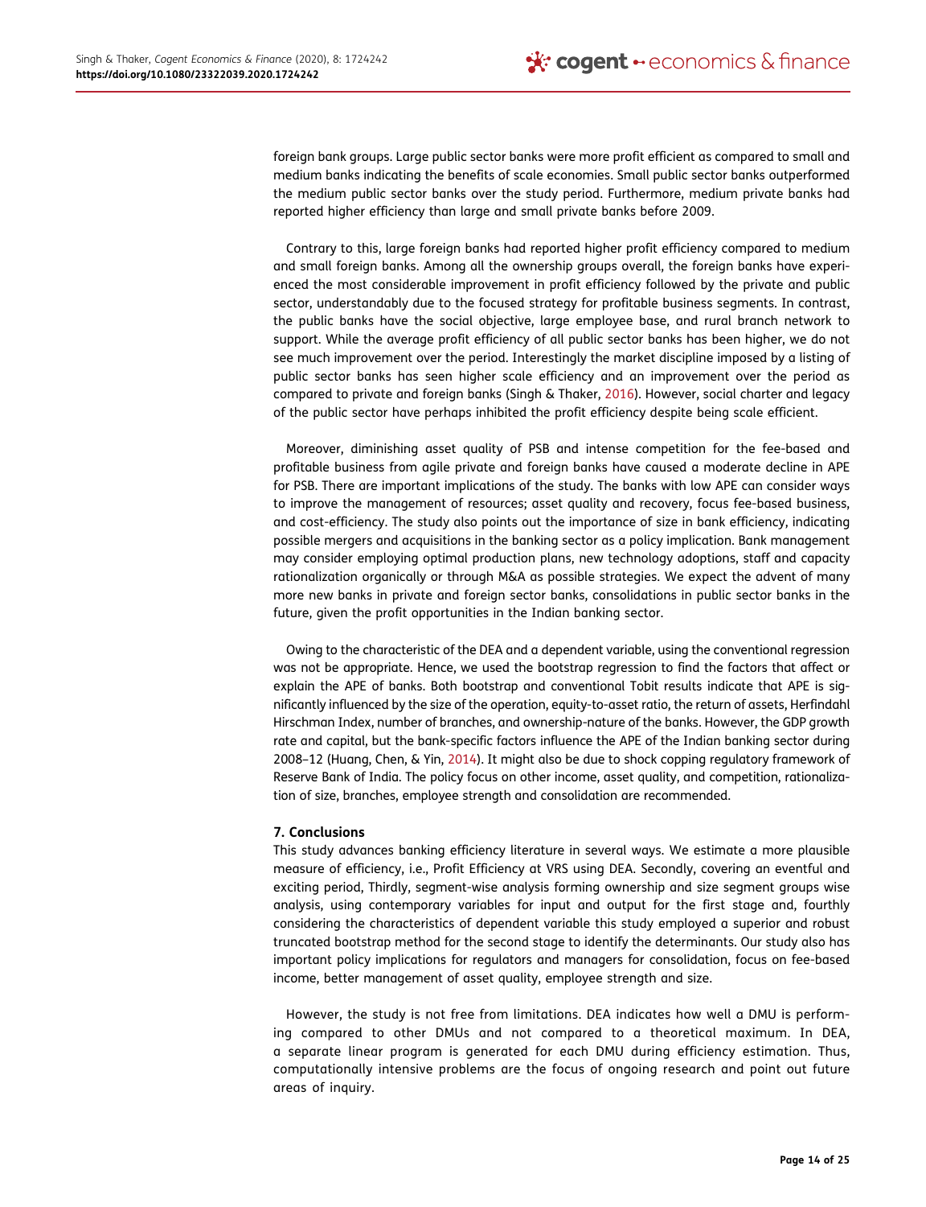foreign bank groups. Large public sector banks were more profit efficient as compared to small and medium banks indicating the benefits of scale economies. Small public sector banks outperformed the medium public sector banks over the study period. Furthermore, medium private banks had reported higher efficiency than large and small private banks before 2009.

Contrary to this, large foreign banks had reported higher profit efficiency compared to medium and small foreign banks. Among all the ownership groups overall, the foreign banks have experienced the most considerable improvement in profit efficiency followed by the private and public sector, understandably due to the focused strategy for profitable business segments. In contrast, the public banks have the social objective, large employee base, and rural branch network to support. While the average profit efficiency of all public sector banks has been higher, we do not see much improvement over the period. Interestingly the market discipline imposed by a listing of public sector banks has seen higher scale efficiency and an improvement over the period as compared to private and foreign banks (Singh & Thaker, 2016). However, social charter and legacy of the public sector have perhaps inhibited the profit efficiency despite being scale efficient.

Moreover, diminishing asset quality of PSB and intense competition for the fee-based and profitable business from agile private and foreign banks have caused a moderate decline in APE for PSB. There are important implications of the study. The banks with low APE can consider ways to improve the management of resources; asset quality and recovery, focus fee-based business, and cost-efficiency. The study also points out the importance of size in bank efficiency, indicating possible mergers and acquisitions in the banking sector as a policy implication. Bank management may consider employing optimal production plans, new technology adoptions, staff and capacity rationalization organically or through M&A as possible strategies. We expect the advent of many more new banks in private and foreign sector banks, consolidations in public sector banks in the future, given the profit opportunities in the Indian banking sector.

Owing to the characteristic of the DEA and a dependent variable, using the conventional regression was not be appropriate. Hence, we used the bootstrap regression to find the factors that affect or explain the APE of banks. Both bootstrap and conventional Tobit results indicate that APE is significantly influenced by the size of the operation, equity-to-asset ratio, the return of assets, Herfindahl Hirschman Index, number of branches, and ownership-nature of the banks. However, the GDP growth rate and capital, but the bank-specific factors influence the APE of the Indian banking sector during 2008–12 (Huang, Chen, & Yin, 2014). It might also be due to shock copping regulatory framework of Reserve Bank of India. The policy focus on other income, asset quality, and competition, rationalization of size, branches, employee strength and consolidation are recommended.

## 7. Conclusions

This study advances banking efficiency literature in several ways. We estimate a more plausible measure of efficiency, i.e., Profit Efficiency at VRS using DEA. Secondly, covering an eventful and exciting period, Thirdly, segment-wise analysis forming ownership and size segment groups wise analysis, using contemporary variables for input and output for the first stage and, fourthly considering the characteristics of dependent variable this study employed a superior and robust truncated bootstrap method for the second stage to identify the determinants. Our study also has important policy implications for regulators and managers for consolidation, focus on fee-based income, better management of asset quality, employee strength and size.

However, the study is not free from limitations. DEA indicates how well a DMU is performing compared to other DMUs and not compared to a theoretical maximum. In DEA, a separate linear program is generated for each DMU during efficiency estimation. Thus, computationally intensive problems are the focus of ongoing research and point out future areas of inquiry.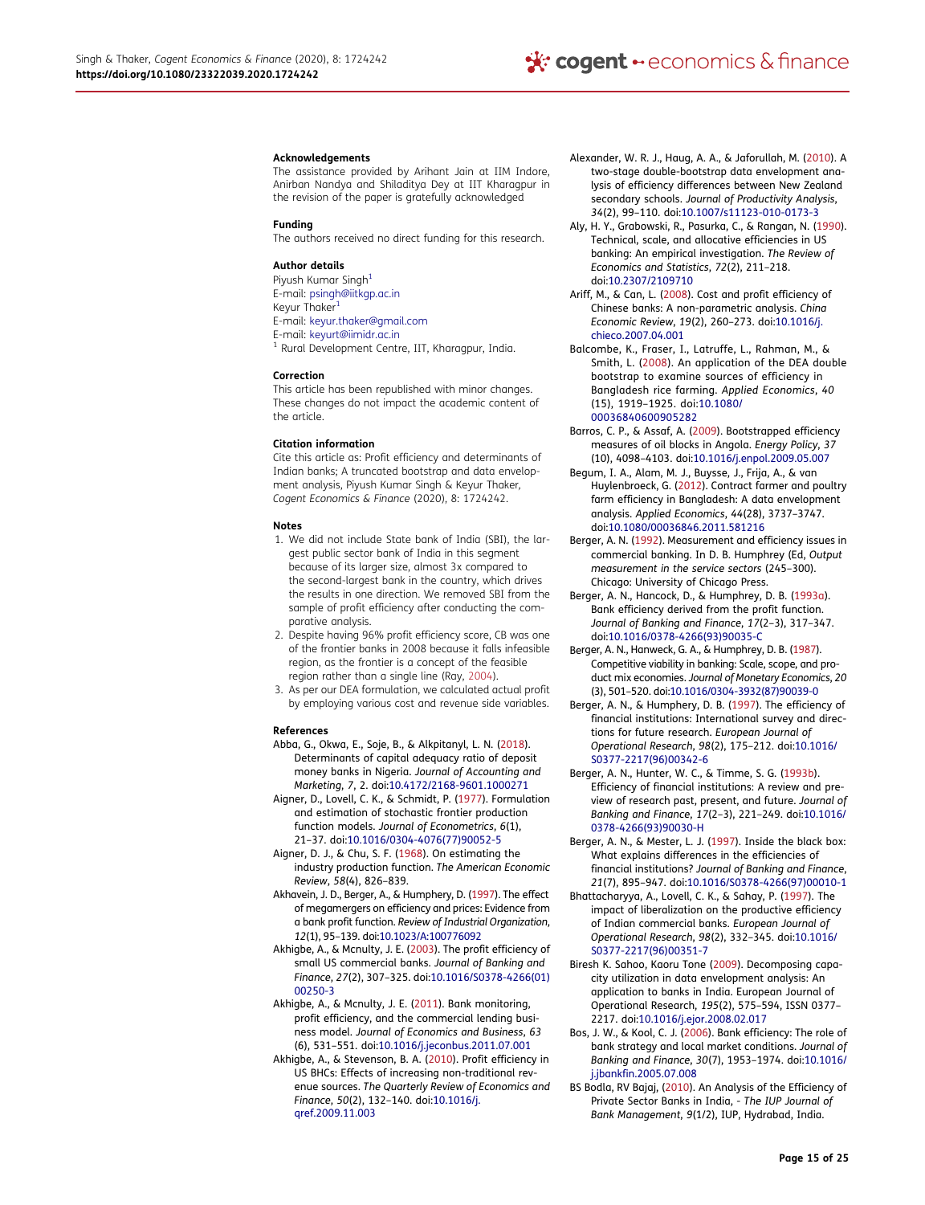### Acknowledgements

The assistance provided by Arihant Jain at IIM Indore, Anirban Nandya and Shiladitya Dey at IIT Kharagpur in the revision of the paper is gratefully acknowledged

### Funding

The authors received no direct funding for this research.

### Author details

Piyush Kumar Singh[1]
E-mail: psingh@iitkgp.ac.in
Keyur Thaker[1]
E-mail: keyur.thaker@gmail.com
E-mail: keyurt@iimidr.ac.in
[1] Rural Development Centre, IIT, Kharagpur, India.

### Correction

This article has been republished with minor changes. These changes do not impact the academic content of the article.

### Citation information

Cite this article as: Profit efficiency and determinants of Indian banks; A truncated bootstrap and data envelopment analysis, Piyush Kumar Singh & Keyur Thaker, *Cogent Economics & Finance* (2020), 8: 1724242.

### Notes

1. We did not include State bank of India (SBI), the largest public sector bank of India in this segment because of its larger size, almost 3x compared to the second-largest bank in the country, which drives the results in one direction. We removed SBI from the sample of profit efficiency after conducting the comparative analysis.
2. Despite having 96% profit efficiency score, CB was one of the frontier banks in 2008 because it falls infeasible region, as the frontier is a concept of the feasible region rather than a single line (Ray, 2004).
3. As per our DEA formulation, we calculated actual profit by employing various cost and revenue side variables.

### References

Abba, G., Okwa, E., Soje, B., & Alkpitanyl, L. N. (2018). Determinants of capital adequacy ratio of deposit money banks in Nigeria. *Journal of Accounting and Marketing*, *7*, 2. doi:10.4172/2168-9601.1000271

Aigner, D., Lovell, C. K., & Schmidt, P. (1977). Formulation and estimation of stochastic frontier production function models. *Journal of Econometrics*, *6*(1), 21–37. doi:10.1016/0304-4076(77)90052-5

Aigner, D. J., & Chu, S. F. (1968). On estimating the industry production function. *The American Economic Review*, *58*(4), 826–839.

Akhavein, J. D., Berger, A., & Humphrey, D. (1997). The effect of megamergers on efficiency and prices: Evidence from a bank profit function. *Review of Industrial Organization*, *12*(1), 95–139. doi:10.1023/A:100776092

Akhigbe, A., & Mcnulty, J. E. (2003). The profit efficiency of small US commercial banks. *Journal of Banking and Finance*, *27*(2), 307–325. doi:10.1016/S0378-4266(01)00250-3

Akhigbe, A., & Mcnulty, J. E. (2011). Bank monitoring, profit efficiency, and the commercial lending business model. *Journal of Economics and Business*, *63* (6), 531–551. doi:10.1016/j.jeconbus.2011.07.001

Akhigbe, A., & Stevenson, B. A. (2010). Profit efficiency in US BHCs: Effects of increasing non-traditional revenue sources. *The Quarterly Review of Economics and Finance*, *50*(2), 132–140. doi:10.1016/j.qref.2009.11.003

Alexander, W. R. J., Haug, A. A., & Jaforullah, M. (2010). A two-stage double-bootstrap data envelopment analysis of efficiency differences between New Zealand secondary schools. *Journal of Productivity Analysis*, *34*(2), 99–110. doi:10.1007/s11123-010-0173-3

Aly, H. Y., Grabowski, R., Pasurka, C., & Rangan, N. (1990). Technical, scale, and allocative efficiencies in US banking: An empirical investigation. *The Review of Economics and Statistics*, *72*(2), 211–218. doi:10.2307/2109710

Ariff, M., & Can, L. (2008). Cost and profit efficiency of Chinese banks: A non-parametric analysis. *China Economic Review*, *19*(2), 260–273. doi:10.1016/j.chieco.2007.04.001

Balcombe, K., Fraser, I., Latruffe, L., Rahman, M., & Smith, L. (2008). An application of the DEA double bootstrap to examine sources of efficiency in Bangladesh rice farming. *Applied Economics*, *40* (15), 1919–1925. doi:10.1080/00036840600905282

Barros, C. P., & Assaf, A. (2009). Bootstrapped efficiency measures of oil blocks in Angola. *Energy Policy*, *37* (10), 4098–4103. doi:10.1016/j.enpol.2009.05.007

Begum, I. A., Alam, M. J., Buysse, J., Frija, A., & van Huylenbroeck, G. (2012). Contract farmer and poultry farm efficiency in Bangladesh: A data envelopment analysis. *Applied Economics*, 44(28), 3737–3747. doi:10.1080/00036846.2011.581216

Berger, A. N. (1992). Measurement and efficiency issues in commercial banking. In D. B. Humphrey (Ed, *Output measurement in the service sectors* (245–300). Chicago: University of Chicago Press.

Berger, A. N., Hancock, D., & Humphrey, D. B. (1993a). Bank efficiency derived from the profit function. *Journal of Banking and Finance*, *17*(2–3), 317–347. doi:10.1016/0378-4266(93)90035-C

Berger, A. N., Hanweck, G. A., & Humphrey, D. B. (1987). Competitive viability in banking: Scale, scope, and product mix economies. *Journal of Monetary Economics*, *20* (3), 501–520. doi:10.1016/0304-3932(87)90039-0

Berger, A. N., & Humphery, D. B. (1997). The efficiency of financial institutions: International survey and directions for future research. *European Journal of Operational Research*, *98*(2), 175–212. doi:10.1016/S0377-2217(96)00342-6

Berger, A. N., Hunter, W. C., & Timme, S. G. (1993b). Efficiency of financial institutions: A review and preview of research past, present, and future. *Journal of Banking and Finance*, *17*(2–3), 221–249. doi:10.1016/0378-4266(93)90030-H

Berger, A. N., & Mester, L. J. (1997). Inside the black box: What explains differences in the efficiencies of financial institutions? *Journal of Banking and Finance*, *21*(7), 895–947. doi:10.1016/S0378-4266(97)00010-1

Bhattacharyya, A., Lovell, C. K., & Sahay, P. (1997). The impact of liberalization on the productive efficiency of Indian commercial banks. *European Journal of Operational Research*, *98*(2), 332–345. doi:10.1016/S0377-2217(96)00351-7

Biresh K. Sahoo, Kaoru Tone (2009). Decomposing capacity utilization in data envelopment analysis: An application to banks in India. European Journal of Operational Research, *195*(2), 575–594, ISSN 0377–2217. doi:10.1016/j.ejor.2008.02.017

Bos, J. W., & Kool, C. J. (2006). Bank efficiency: The role of bank strategy and local market conditions. *Journal of Banking and Finance*, *30*(7), 1953–1974. doi:10.1016/j.jbankfin.2005.07.008

BS Bodla, RV Bajaj, (2010). An Analysis of the Efficiency of Private Sector Banks in India, - *The IUP Journal of Bank Management*, *9*(1/2), IUP, Hydrabad, India.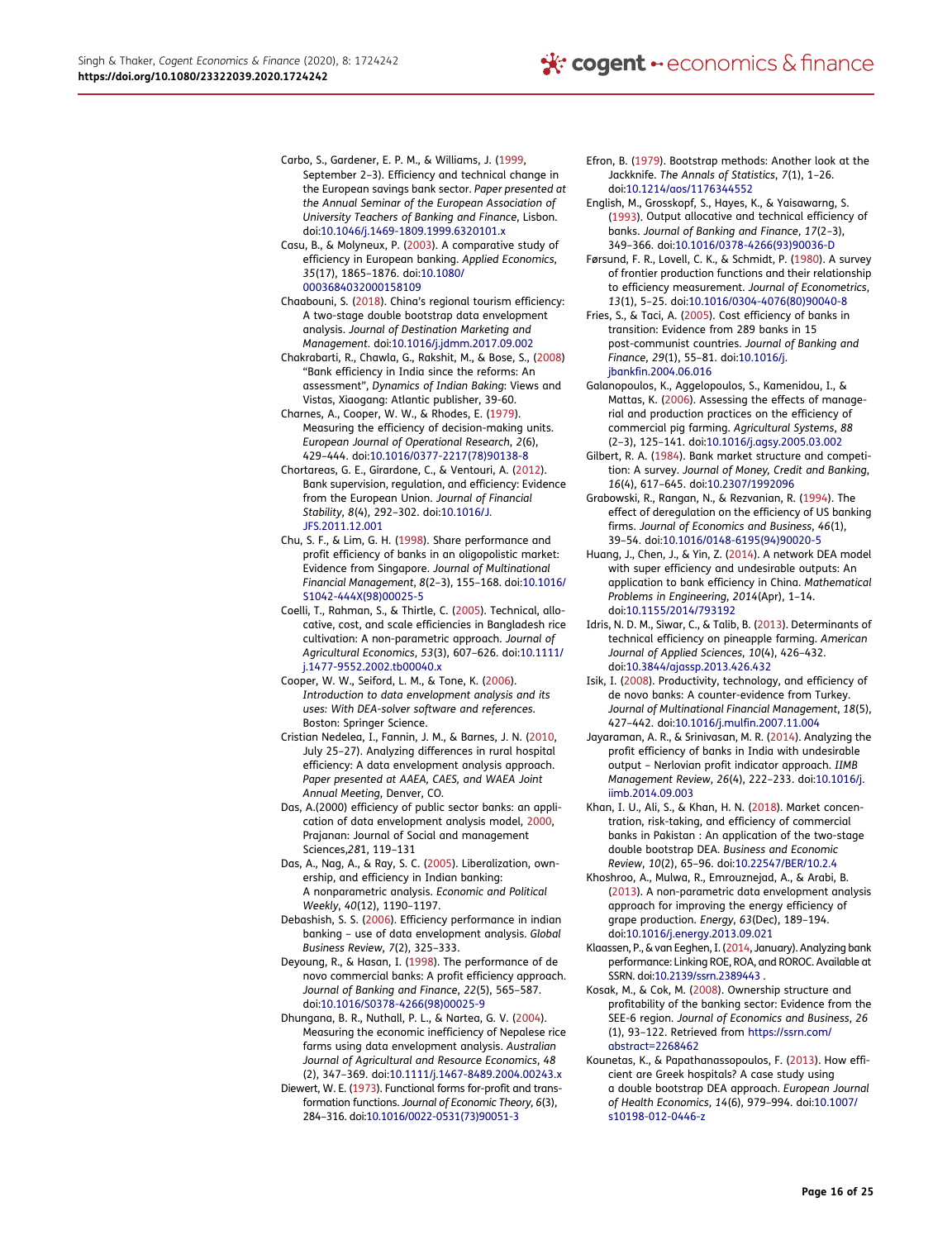Carbo, S., Gardener, E. P. M., & Williams, J. (1999, September 2–3). Efficiency and technical change in the European savings bank sector. *Paper presented at the Annual Seminar of the European Association of University Teachers of Banking and Finance*, Lisbon. doi:10.1046/j.1469-1809.1999.6320101.x

Casu, B., & Molyneux, P. (2003). A comparative study of efficiency in European banking. *Applied Economics*, *35*(17), 1865–1876. doi:10.1080/0003684032000158109

Chaabouni, S. (2018). China's regional tourism efficiency: A two-stage double bootstrap data envelopment analysis. *Journal of Destination Marketing and Management*. doi:10.1016/j.jdmm.2017.09.002

Chakrabarti, R., Chawla, G., Rakshit, M., & Bose, S., (2008) "Bank efficiency in India since the reforms: An assessment", *Dynamics of Indian Baking*: Views and Vistas, Xiaogang: Atlantic publisher, 39-60.

Charnes, A., Cooper, W. W., & Rhodes, E. (1979). Measuring the efficiency of decision-making units. *European Journal of Operational Research*, *2*(6), 429–444. doi:10.1016/0377-2217(78)90138-8

Chortareas, G. E., Girardone, C., & Ventouri, A. (2012). Bank supervision, regulation, and efficiency: Evidence from the European Union. *Journal of Financial Stability*, *8*(4), 292–302. doi:10.1016/J.JFS.2011.12.001

Chu, S. F., & Lim, G. H. (1998). Share performance and profit efficiency of banks in an oligopolistic market: Evidence from Singapore. *Journal of Multinational Financial Management*, *8*(2–3), 155–168. doi:10.1016/S1042-444X(98)00025-5

Coelli, T., Rahman, S., & Thirtle, C. (2005). Technical, allocative, cost, and scale efficiencies in Bangladesh rice cultivation: A non-parametric approach. *Journal of Agricultural Economics*, *53*(3), 607–626. doi:10.1111/j.1477-9552.2002.tb00040.x

Cooper, W. W., Seiford, L. M., & Tone, K. (2006). *Introduction to data envelopment analysis and its uses: With DEA-solver software and references*. Boston: Springer Science.

Cristian Nedelea, I., Fannin, J. M., & Barnes, J. N. (2010, July 25–27). Analyzing differences in rural hospital efficiency: A data envelopment analysis approach. *Paper presented at AAEA, CAES, and WAEA Joint Annual Meeting*, Denver, CO.

Das, A.(2000) efficiency of public sector banks: an application of data envelopment analysis model, 2000, Prajanan: Journal of Social and management Sciences,*28*1, 119–131

Das, A., Nag, A., & Ray, S. C. (2005). Liberalization, ownership, and efficiency in Indian banking: A nonparametric analysis. *Economic and Political Weekly*, *40*(12), 1190–1197.

Debashish, S. S. (2006). Efficiency performance in indian banking – use of data envelopment analysis. *Global Business Review*, *7*(2), 325–333.

Deyoung, R., & Hasan, I. (1998). The performance of de novo commercial banks: A profit efficiency approach. *Journal of Banking and Finance*, *22*(5), 565–587. doi:10.1016/S0378-4266(98)00025-9

Dhungana, B. R., Nuthall, P. L., & Nartea, G. V. (2004). Measuring the economic inefficiency of Nepalese rice farms using data envelopment analysis. *Australian Journal of Agricultural and Resource Economics*, *48*(2), 347–369. doi:10.1111/j.1467-8489.2004.00243.x

Diewert, W. E. (1973). Functional forms for-profit and transformation functions. *Journal of Economic Theory*, *6*(3), 284–316. doi:10.1016/0022-0531(73)90051-3

Efron, B. (1979). Bootstrap methods: Another look at the Jackknife. *The Annals of Statistics*, *7*(1), 1–26. doi:10.1214/aos/1176344552

English, M., Grosskopf, S., Hayes, K., & Yaisawarng, S. (1993). Output allocative and technical efficiency of banks. *Journal of Banking and Finance*, *17*(2–3), 349–366. doi:10.1016/0378-4266(93)90036-D

Førsund, F. R., Lovell, C. K., & Schmidt, P. (1980). A survey of frontier production functions and their relationship to efficiency measurement. *Journal of Econometrics*, *13*(1), 5–25. doi:10.1016/0304-4076(80)90040-8

Fries, S., & Taci, A. (2005). Cost efficiency of banks in transition: Evidence from 289 banks in 15 post-communist countries. *Journal of Banking and Finance*, *29*(1), 55–81. doi:10.1016/j.jbankfin.2004.06.016

Galanopoulos, K., Aggelopoulos, S., Kamenidou, I., & Mattas, K. (2006). Assessing the effects of managerial and production practices on the efficiency of commercial pig farming. *Agricultural Systems*, *88*(2–3), 125–141. doi:10.1016/j.agsy.2005.03.002

Gilbert, R. A. (1984). Bank market structure and competition: A survey. *Journal of Money, Credit and Banking*, *16*(4), 617–645. doi:10.2307/1992096

Grabowski, R., Rangan, N., & Rezvanian, R. (1994). The effect of deregulation on the efficiency of US banking firms. *Journal of Economics and Business*, *46*(1), 39–54. doi:10.1016/0148-6195(94)90020-5

Huang, J., Chen, J., & Yin, Z. (2014). A network DEA model with super efficiency and undesirable outputs: An application to bank efficiency in China. *Mathematical Problems in Engineering*, *2014*(Apr), 1–14. doi:10.1155/2014/793192

Idris, N. D. M., Siwar, C., & Talib, B. (2013). Determinants of technical efficiency on pineapple farming. *American Journal of Applied Sciences*, *10*(4), 426–432. doi:10.3844/ajassp.2013.426.432

Isik, I. (2008). Productivity, technology, and efficiency of de novo banks: A counter-evidence from Turkey. *Journal of Multinational Financial Management*, *18*(5), 427–442. doi:10.1016/j.mulfin.2007.11.004

Jayaraman, A. R., & Srinivasan, M. R. (2014). Analyzing the profit efficiency of banks in India with undesirable output – Nerlovian profit indicator approach. *IIMB Management Review*, *26*(4), 222–233. doi:10.1016/j.iimb.2014.09.003

Khan, I. U., Ali, S., & Khan, H. N. (2018). Market concentration, risk-taking, and efficiency of commercial banks in Pakistan : An application of the two-stage double bootstrap DEA. *Business and Economic Review*, *10*(2), 65–96. doi:10.22547/BER/10.2.4

Khoshroo, A., Mulwa, R., Emrouznejad, A., & Arabi, B. (2013). A non-parametric data envelopment analysis approach for improving the energy efficiency of grape production. *Energy*, *63*(Dec), 189–194. doi:10.1016/j.energy.2013.09.021

Klaassen, P., & van Eeghen, I. (2014, January). Analyzing bank performance: Linking ROE, ROA, and ROROC. Available at SSRN. doi:10.2139/ssrn.2389443 .

Kosak, M., & Cok, M. (2008). Ownership structure and profitability of the banking sector: Evidence from the SEE-6 region. *Journal of Economics and Business*, *26*(1), 93–122. Retrieved from https://ssrn.com/abstract=2268462

Kounetas, K., & Papathanassopoulos, F. (2013). How efficient are Greek hospitals? A case study using a double bootstrap DEA approach. *European Journal of Health Economics*, *14*(6), 979–994. doi:10.1007/s10198-012-0446-z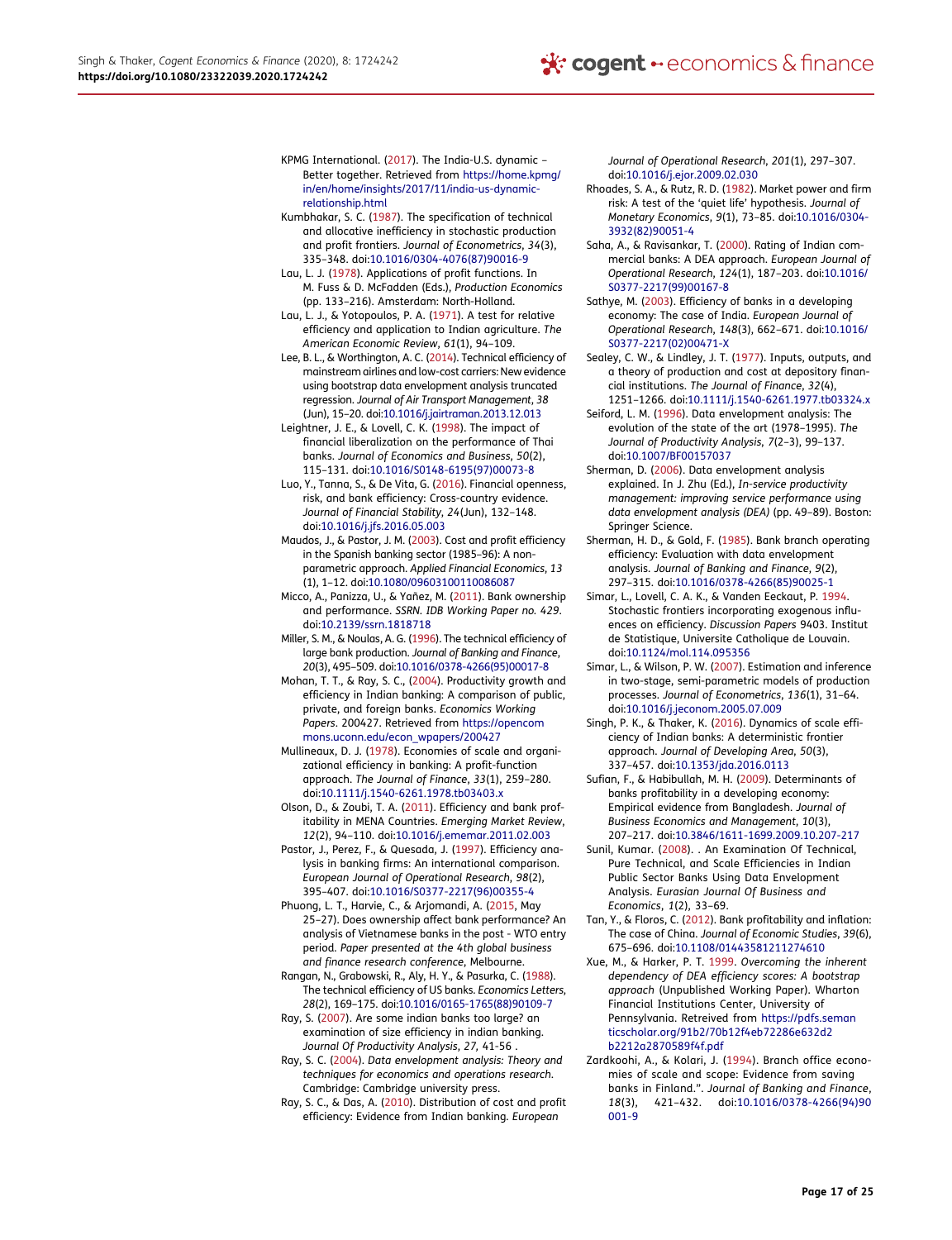KPMG International. (2017). The India-U.S. dynamic – Better together. Retrieved from https://home.kpmg/in/en/home/insights/2017/11/india-us-dynamic-relationship.html

Kumbhakar, S. C. (1987). The specification of technical and allocative inefficiency in stochastic production and profit frontiers. *Journal of Econometrics*, 34(3), 335–348. doi:10.1016/0304-4076(87)90016-9

Lau, L. J. (1978). Applications of profit functions. In M. Fuss & D. McFadden (Eds.), *Production Economics* (pp. 133–216). Amsterdam: North-Holland.

Lau, L. J., & Yotopoulos, P. A. (1971). A test for relative efficiency and application to Indian agriculture. *The American Economic Review*, *61*(1), 94–109.

Lee, B. L., & Worthington, A. C. (2014). Technical efficiency of mainstream airlines and low-cost carriers: New evidence using bootstrap data envelopment analysis truncated regression. *Journal of Air Transport Management*, *38* (Jun), 15–20. doi:10.1016/j.jairtraman.2013.12.013

Leightner, J. E., & Lovell, C. K. (1998). The impact of financial liberalization on the performance of Thai banks. *Journal of Economics and Business*, *50*(2), 115–131. doi:10.1016/S0148-6195(97)00073-8

Luo, Y., Tanna, S., & De Vita, G. (2016). Financial openness, risk, and bank efficiency: Cross-country evidence. *Journal of Financial Stability*, 24(Jun), 132–148. doi:10.1016/j.jfs.2016.05.003

Maudos, J., & Pastor, J. M. (2003). Cost and profit efficiency in the Spanish banking sector (1985–96): A non-parametric approach. *Applied Financial Economics*, *13* (1), 1–12. doi:10.1080/09603100110086087

Micco, A., Panizza, U., & Yañez, M. (2011). Bank ownership and performance. *SSRN. IDB Working Paper no. 429*. doi:10.2139/ssrn.1818718

Miller, S. M., & Noulas, A. G. (1996). The technical efficiency of large bank production. *Journal of Banking and Finance*, *20*(3), 495–509. doi:10.1016/0378-4266(95)00017-8

Mohan, T. T., & Ray, S. C., (2004). Productivity growth and efficiency in Indian banking: A comparison of public, private, and foreign banks. *Economics Working Papers*. 200427. Retrieved from https://opencommons.uconn.edu/econ_wpapers/200427

Mullineaux, D. J. (1978). Economies of scale and organizational efficiency in banking: A profit-function approach. *The Journal of Finance*, *33*(1), 259–280. doi:10.1111/j.1540-6261.1978.tb03403.x

Olson, D., & Zoubi, T. A. (2011). Efficiency and bank profitability in MENA Countries. *Emerging Market Review*, *12*(2), 94–110. doi:10.1016/j.ememar.2011.02.003

Pastor, J., Perez, F., & Quesada, J. (1997). Efficiency analysis in banking firms: An international comparison. *European Journal of Operational Research*, *98*(2), 395–407. doi:10.1016/S0377-2217(96)00355-4

Phuong, L. T., Harvie, C., & Arjomandi, A. (2015, May 25–27). Does ownership affect bank performance? An analysis of Vietnamese banks in the post - WTO entry period. *Paper presented at the 4th global business and finance research conference*, Melbourne.

Rangan, N., Grabowski, R., Aly, H. Y., & Pasurka, C. (1988). The technical efficiency of US banks. *Economics Letters*, *28*(2), 169–175. doi:10.1016/0165-1765(88)90109-7

Ray, S. (2007). Are some indian banks too large? an examination of size efficiency in indian banking. *Journal Of Productivity Analysis*, *27*, 41-56 .

Ray, S. C. (2004). *Data envelopment analysis: Theory and techniques for economics and operations research*. Cambridge: Cambridge university press.

Ray, S. C., & Das, A. (2010). Distribution of cost and profit efficiency: Evidence from Indian banking. *European Journal of Operational Research*, *201*(1), 297–307. doi:10.1016/j.ejor.2009.02.030

Rhoades, S. A., & Rutz, R. D. (1982). Market power and firm risk: A test of the 'quiet life' hypothesis. *Journal of Monetary Economics*, *9*(1), 73–85. doi:10.1016/0304-3932(82)90051-4

Saha, A., & Ravisankar, T. (2000). Rating of Indian commercial banks: A DEA approach. *European Journal of Operational Research*, *124*(1), 187–203. doi:10.1016/S0377-2217(99)00167-8

Sathye, M. (2003). Efficiency of banks in a developing economy: The case of India. *European Journal of Operational Research*, *148*(3), 662–671. doi:10.1016/S0377-2217(02)00471-X

Sealey, C. W., & Lindley, J. T. (1977). Inputs, outputs, and a theory of production and cost at depository financial institutions. *The Journal of Finance*, *32*(4), 1251–1266. doi:10.1111/j.1540-6261.1977.tb03324.x

Seiford, L. M. (1996). Data envelopment analysis: The evolution of the state of the art (1978–1995). *The Journal of Productivity Analysis*, *7*(2–3), 99–137. doi:10.1007/BF00157037

Sherman, D. (2006). Data envelopment analysis explained. In J. Zhu (Ed.), *In-service productivity management: improving service performance using data envelopment analysis (DEA)* (pp. 49–89). Boston: Springer Science.

Sherman, H. D., & Gold, F. (1985). Bank branch operating efficiency: Evaluation with data envelopment analysis. *Journal of Banking and Finance*, *9*(2), 297–315. doi:10.1016/0378-4266(85)90025-1

Simar, L., Lovell, C. A. K., & Vanden Eeckaut, P. 1994. Stochastic frontiers incorporating exogenous influences on efficiency. *Discussion Papers* 9403. Institut de Statistique, Universite Catholique de Louvain. doi:10.1124/mol.114.095356

Simar, L., & Wilson, P. W. (2007). Estimation and inference in two-stage, semi-parametric models of production processes. *Journal of Econometrics*, *136*(1), 31–64. doi:10.1016/j.jeconom.2005.07.009

Singh, P. K., & Thaker, K. (2016). Dynamics of scale efficiency of Indian banks: A deterministic frontier approach. *Journal of Developing Area*, *50*(3), 337–457. doi:10.1353/jda.2016.0113

Sufian, F., & Habibullah, M. H. (2009). Determinants of banks profitability in a developing economy: Empirical evidence from Bangladesh. *Journal of Business Economics and Management*, *10*(3), 207–217. doi:10.3846/1611-1699.2009.10.207-217

Sunil, Kumar. (2008). . An Examination Of Technical, Pure Technical, and Scale Efficiencies in Indian Public Sector Banks Using Data Envelopment Analysis. *Eurasian Journal Of Business and Economics*, *1*(2), 33–69.

Tan, Y., & Floros, C. (2012). Bank profitability and inflation: The case of China. *Journal of Economic Studies*, *39*(6), 675–696. doi:10.1108/01443581211274610

Xue, M., & Harker, P. T. 1999. *Overcoming the inherent dependency of DEA efficiency scores: A bootstrap approach* (Unpublished Working Paper). Wharton Financial Institutions Center, University of Pennsylvania. Retreived from https://pdfs.semanticscholar.org/91b2/70b12f4eb72286e632d2b2212a2870589f4f.pdf

Zardkoohi, A., & Kolari, J. (1994). Branch office economies of scale and scope: Evidence from saving banks in Finland.". *Journal of Banking and Finance*, *18*(3), 421–432. doi:10.1016/0378-4266(94)90001-9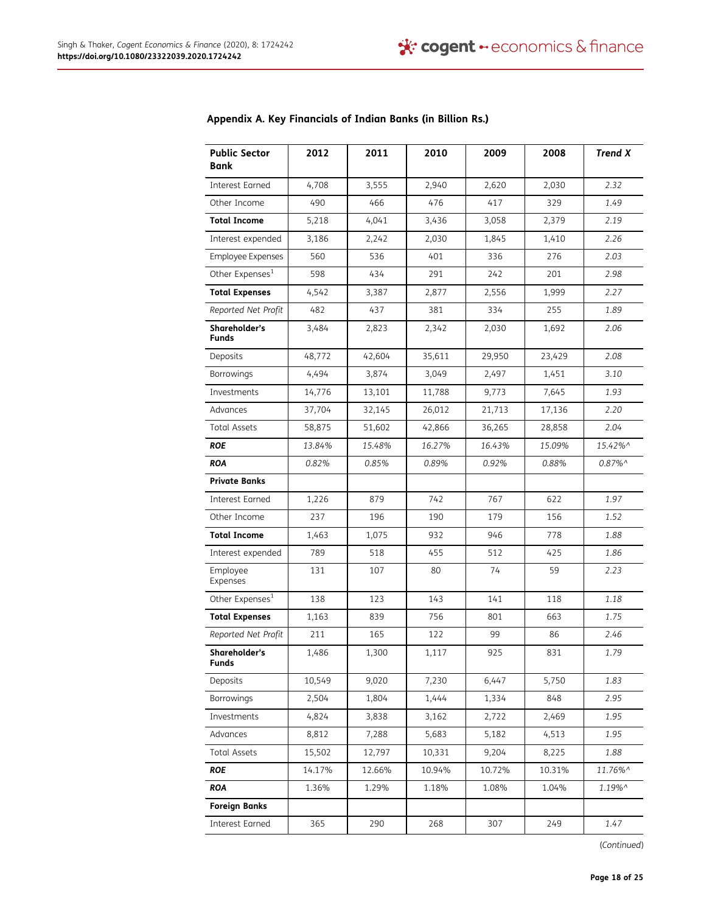## Appendix A. Key Financials of Indian Banks (in Billion Rs.)

| **Public Sector Bank** | **2012** | **2011** | **2010** | **2009** | **2008** | ***Trend X*** |
|---|---|---|---|---|---|---|
| Interest Earned | 4,708 | 3,555 | 2,940 | 2,620 | 2,030 | *2.32* |
| Other Income | 490 | 466 | 476 | 417 | 329 | *1.49* |
| **Total Income** | 5,218 | 4,041 | 3,436 | 3,058 | 2,379 | *2.19* |
| Interest expended | 3,186 | 2,242 | 2,030 | 1,845 | 1,410 | *2.26* |
| Employee Expenses | 560 | 536 | 401 | 336 | 276 | *2.03* |
| Other Expenses[1] | 598 | 434 | 291 | 242 | 201 | *2.98* |
| **Total Expenses** | 4,542 | 3,387 | 2,877 | 2,556 | 1,999 | *2.27* |
| *Reported Net Profit* | 482 | 437 | 381 | 334 | 255 | *1.89* |
| **Shareholder's Funds** | 3,484 | 2,823 | 2,342 | 2,030 | 1,692 | *2.06* |
| Deposits | 48,772 | 42,604 | 35,611 | 29,950 | 23,429 | *2.08* |
| Borrowings | 4,494 | 3,874 | 3,049 | 2,497 | 1,451 | *3.10* |
| Investments | 14,776 | 13,101 | 11,788 | 9,773 | 7,645 | *1.93* |
| Advances | 37,704 | 32,145 | 26,012 | 21,713 | 17,136 | *2.20* |
| Total Assets | 58,875 | 51,602 | 42,866 | 36,265 | 28,858 | *2.04* |
| ***ROE*** | *13.84%* | *15.48%* | *16.27%* | *16.43%* | *15.09%* | *15.42%^* |
| ***ROA*** | *0.82%* | *0.85%* | *0.89%* | *0.92%* | *0.88%* | *0.87%^* |
| **Private Banks** | | | | | | |
| Interest Earned | 1,226 | 879 | 742 | 767 | 622 | *1.97* |
| Other Income | 237 | 196 | 190 | 179 | 156 | *1.52* |
| **Total Income** | 1,463 | 1,075 | 932 | 946 | 778 | *1.88* |
| Interest expended | 789 | 518 | 455 | 512 | 425 | *1.86* |
| Employee Expenses | 131 | 107 | 80 | 74 | 59 | *2.23* |
| Other Expenses[1] | 138 | 123 | 143 | 141 | 118 | *1.18* |
| **Total Expenses** | 1,163 | 839 | 756 | 801 | 663 | *1.75* |
| *Reported Net Profit* | 211 | 165 | 122 | 99 | 86 | *2.46* |
| **Shareholder's Funds** | 1,486 | 1,300 | 1,117 | 925 | 831 | *1.79* |
| Deposits | 10,549 | 9,020 | 7,230 | 6,447 | 5,750 | *1.83* |
| Borrowings | 2,504 | 1,804 | 1,444 | 1,334 | 848 | *2.95* |
| Investments | 4,824 | 3,838 | 3,162 | 2,722 | 2,469 | *1.95* |
| Advances | 8,812 | 7,288 | 5,683 | 5,182 | 4,513 | *1.95* |
| Total Assets | 15,502 | 12,797 | 10,331 | 9,204 | 8,225 | *1.88* |
| ***ROE*** | 14.17% | 12.66% | 10.94% | 10.72% | 10.31% | *11.76%^* |
| ***ROA*** | 1.36% | 1.29% | 1.18% | 1.08% | 1.04% | *1.19%^* |
| **Foreign Banks** | | | | | | |
| Interest Earned | 365 | 290 | 268 | 307 | 249 | *1.47* |

(*Continued*)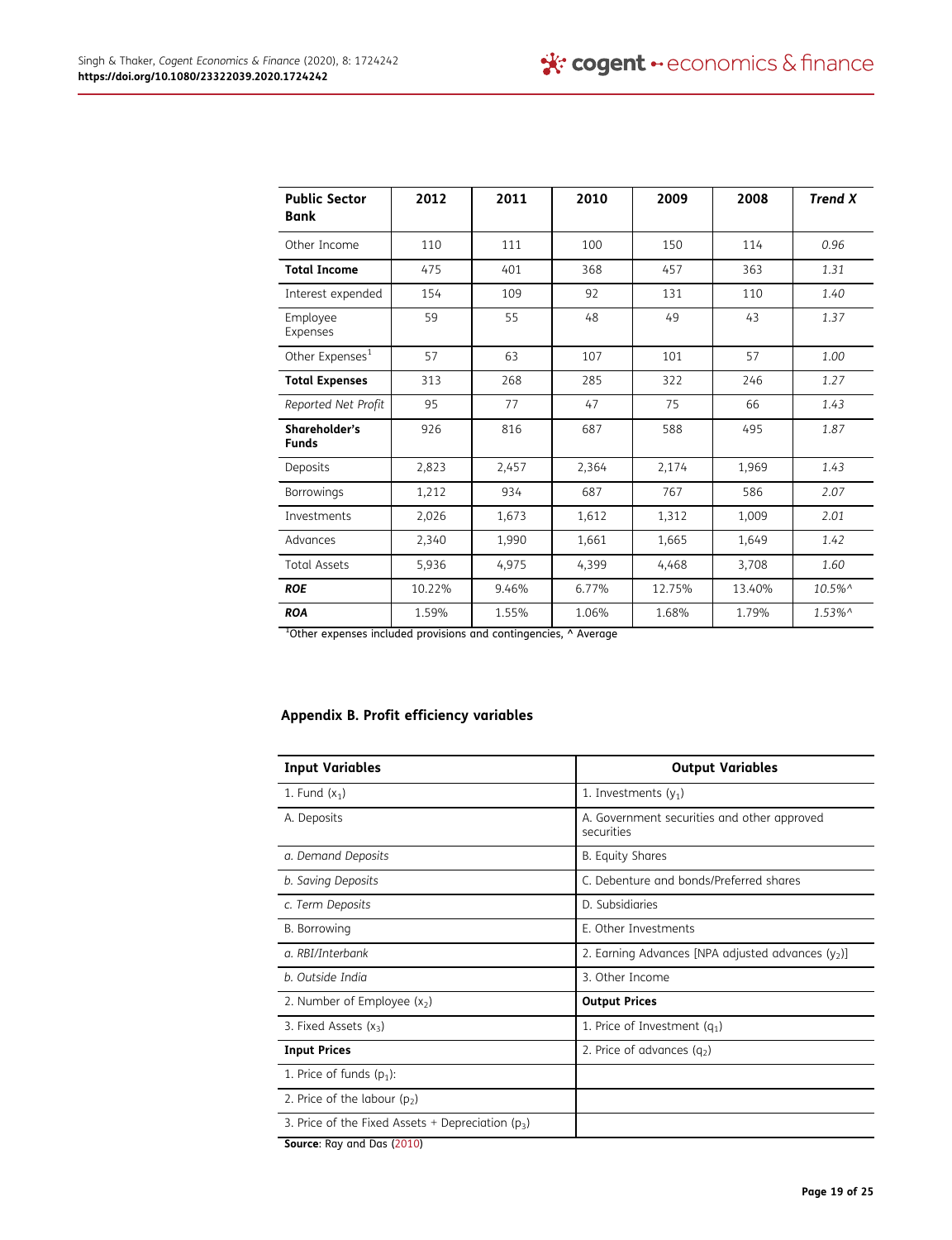| **Public Sector Bank** | **2012** | **2011** | **2010** | **2009** | **2008** | ***Trend X*** |
|---|---|---|---|---|---|---|
| Other Income | 110 | 111 | 100 | 150 | 114 | *0.96* |
| **Total Income** | 475 | 401 | 368 | 457 | 363 | *1.31* |
| Interest expended | 154 | 109 | 92 | 131 | 110 | *1.40* |
| Employee Expenses | 59 | 55 | 48 | 49 | 43 | *1.37* |
| Other Expenses[1] | 57 | 63 | 107 | 101 | 57 | *1.00* |
| **Total Expenses** | 313 | 268 | 285 | 322 | 246 | *1.27* |
| *Reported Net Profit* | 95 | 77 | 47 | 75 | 66 | *1.43* |
| **Shareholder's Funds** | 926 | 816 | 687 | 588 | 495 | *1.87* |
| Deposits | 2,823 | 2,457 | 2,364 | 2,174 | 1,969 | *1.43* |
| Borrowings | 1,212 | 934 | 687 | 767 | 586 | *2.07* |
| Investments | 2,026 | 1,673 | 1,612 | 1,312 | 1,009 | *2.01* |
| Advances | 2,340 | 1,990 | 1,661 | 1,665 | 1,649 | *1.42* |
| Total Assets | 5,936 | 4,975 | 4,399 | 4,468 | 3,708 | *1.60* |
| ***ROE*** | 10.22% | 9.46% | 6.77% | 12.75% | 13.40% | *10.5%^* |
| ***ROA*** | 1.59% | 1.55% | 1.06% | 1.68% | 1.79% | *1.53%^* |

[1]Other expenses included provisions and contingencies, ^ Average

### Appendix B. Profit efficiency variables

| **Input Variables** | **Output Variables** |
|---|---|
| 1. Fund ($x_1$) | 1. Investments ($y_1$) |
| A. Deposits | A. Government securities and other approved securities |
| *a. Demand Deposits* | B. Equity Shares |
| *b. Saving Deposits* | C. Debenture and bonds/Preferred shares |
| *c. Term Deposits* | D. Subsidiaries |
| B. Borrowing | E. Other Investments |
| *a. RBI/Interbank* | 2. Earning Advances [NPA adjusted advances ($y_2$)] |
| *b. Outside India* | 3. Other Income |
| 2. Number of Employee ($x_2$) | **Output Prices** |
| 3. Fixed Assets ($x_3$) | 1. Price of Investment ($q_1$) |
| **Input Prices** | 2. Price of advances ($q_2$) |
| 1. Price of funds ($p_1$): | |
| 2. Price of the labour ($p_2$) | |
| 3. Price of the Fixed Assets + Depreciation ($p_3$) | |

**Source**: Ray and Das (2010)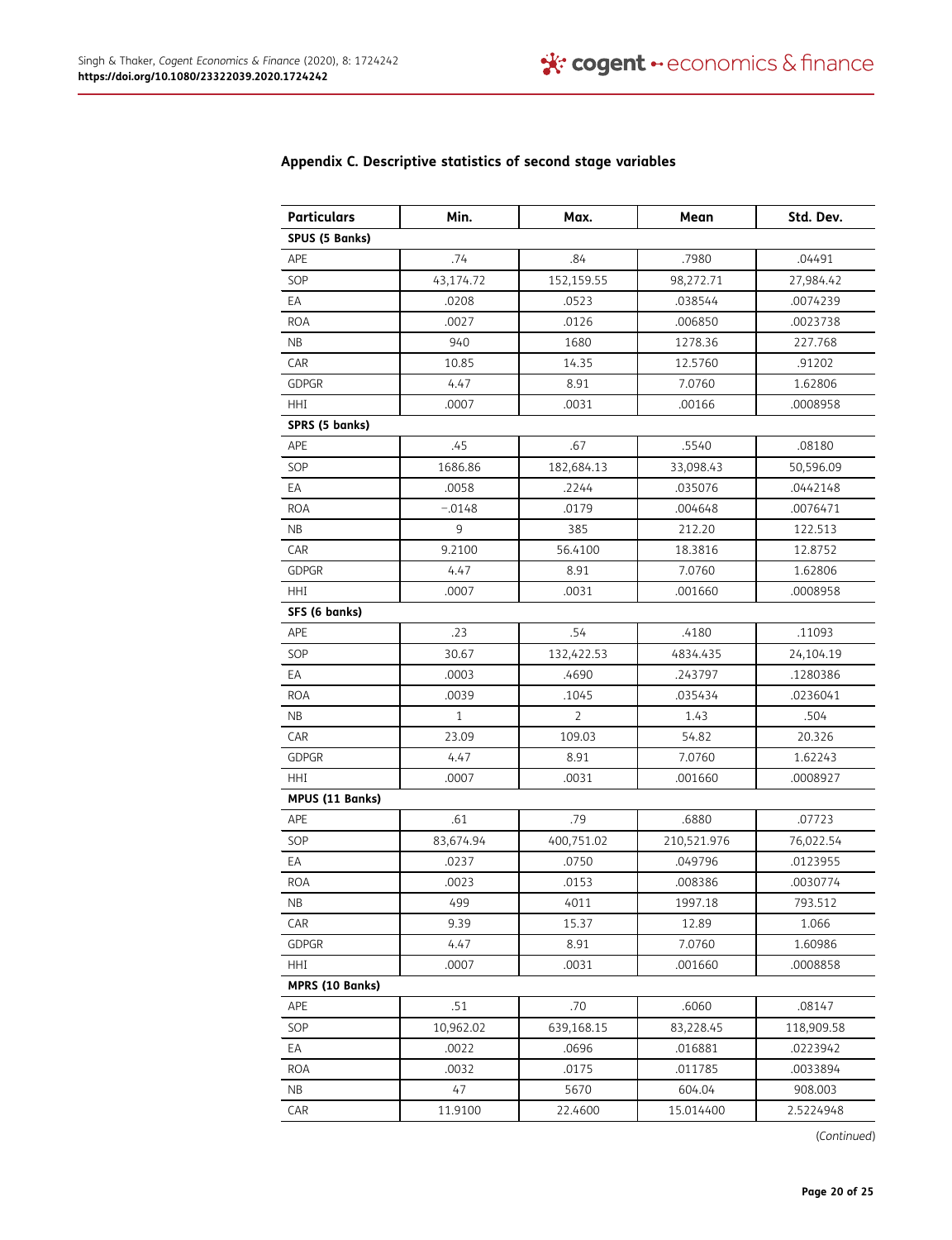## Appendix C. Descriptive statistics of second stage variables

| Particulars | Min. | Max. | Mean | Std. Dev. |
|---|---|---|---|---|
| **SPUS (5 Banks)** | | | | |
| APE | .74 | .84 | .7980 | .04491 |
| SOP | 43,174.72 | 152,159.55 | 98,272.71 | 27,984.42 |
| EA | .0208 | .0523 | .038544 | .0074239 |
| ROA | .0027 | .0126 | .006850 | .0023738 |
| NB | 940 | 1680 | 1278.36 | 227.768 |
| CAR | 10.85 | 14.35 | 12.5760 | .91202 |
| GDPGR | 4.47 | 8.91 | 7.0760 | 1.62806 |
| HHI | .0007 | .0031 | .00166 | .0008958 |
| **SPRS (5 banks)** | | | | |
| APE | .45 | .67 | .5540 | .08180 |
| SOP | 1686.86 | 182,684.13 | 33,098.43 | 50,596.09 |
| EA | .0058 | .2244 | .035076 | .0442148 |
| ROA | −.0148 | .0179 | .004648 | .0076471 |
| NB | 9 | 385 | 212.20 | 122.513 |
| CAR | 9.2100 | 56.4100 | 18.3816 | 12.8752 |
| GDPGR | 4.47 | 8.91 | 7.0760 | 1.62806 |
| HHI | .0007 | .0031 | .001660 | .0008958 |
| **SFS (6 banks)** | | | | |
| APE | .23 | .54 | .4180 | .11093 |
| SOP | 30.67 | 132,422.53 | 4834.435 | 24,104.19 |
| EA | .0003 | .4690 | .243797 | .1280386 |
| ROA | .0039 | .1045 | .035434 | .0236041 |
| NB | 1 | 2 | 1.43 | .504 |
| CAR | 23.09 | 109.03 | 54.82 | 20.326 |
| GDPGR | 4.47 | 8.91 | 7.0760 | 1.62243 |
| HHI | .0007 | .0031 | .001660 | .0008927 |
| **MPUS (11 Banks)** | | | | |
| APE | .61 | .79 | .6880 | .07723 |
| SOP | 83,674.94 | 400,751.02 | 210,521.976 | 76,022.54 |
| EA | .0237 | .0750 | .049796 | .0123955 |
| ROA | .0023 | .0153 | .008386 | .0030774 |
| NB | 499 | 4011 | 1997.18 | 793.512 |
| CAR | 9.39 | 15.37 | 12.89 | 1.066 |
| GDPGR | 4.47 | 8.91 | 7.0760 | 1.60986 |
| HHI | .0007 | .0031 | .001660 | .0008858 |
| **MPRS (10 Banks)** | | | | |
| APE | .51 | .70 | .6060 | .08147 |
| SOP | 10,962.02 | 639,168.15 | 83,228.45 | 118,909.58 |
| EA | .0022 | .0696 | .016881 | .0223942 |
| ROA | .0032 | .0175 | .011785 | .0033894 |
| NB | 47 | 5670 | 604.04 | 908.003 |
| CAR | 11.9100 | 22.4600 | 15.014400 | 2.5224948 |

(Continued)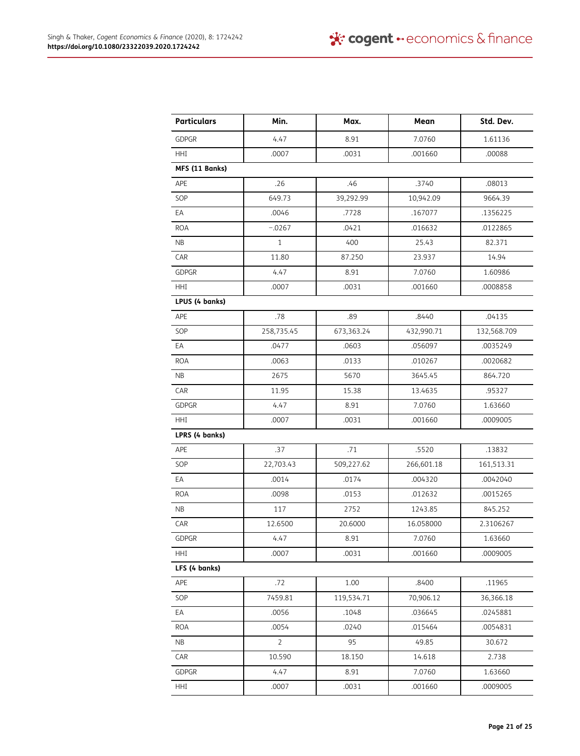| Particulars | Min. | Max. | Mean | Std. Dev. |
|---|---|---|---|---|
| GDPGR | 4.47 | 8.91 | 7.0760 | 1.61136 |
| HHI | .0007 | .0031 | .001660 | .00088 |
| **MFS (11 Banks)** | | | | |
| APE | .26 | .46 | .3740 | .08013 |
| SOP | 649.73 | 39,292.99 | 10,942.09 | 9664.39 |
| EA | .0046 | .7728 | .167077 | .1356225 |
| ROA | −.0267 | .0421 | .016632 | .0122865 |
| NB | 1 | 400 | 25.43 | 82.371 |
| CAR | 11.80 | 87.250 | 23.937 | 14.94 |
| GDPGR | 4.47 | 8.91 | 7.0760 | 1.60986 |
| HHI | .0007 | .0031 | .001660 | .0008858 |
| **LPUS (4 banks)** | | | | |
| APE | .78 | .89 | .8440 | .04135 |
| SOP | 258,735.45 | 673,363.24 | 432,990.71 | 132,568.709 |
| EA | .0477 | .0603 | .056097 | .0035249 |
| ROA | .0063 | .0133 | .010267 | .0020682 |
| NB | 2675 | 5670 | 3645.45 | 864.720 |
| CAR | 11.95 | 15.38 | 13.4635 | .95327 |
| GDPGR | 4.47 | 8.91 | 7.0760 | 1.63660 |
| HHI | .0007 | .0031 | .001660 | .0009005 |
| **LPRS (4 banks)** | | | | |
| APE | .37 | .71 | .5520 | .13832 |
| SOP | 22,703.43 | 509,227.62 | 266,601.18 | 161,513.31 |
| EA | .0014 | .0174 | .004320 | .0042040 |
| ROA | .0098 | .0153 | .012632 | .0015265 |
| NB | 117 | 2752 | 1243.85 | 845.252 |
| CAR | 12.6500 | 20.6000 | 16.058000 | 2.3106267 |
| GDPGR | 4.47 | 8.91 | 7.0760 | 1.63660 |
| HHI | .0007 | .0031 | .001660 | .0009005 |
| **LFS (4 banks)** | | | | |
| APE | .72 | 1.00 | .8400 | .11965 |
| SOP | 7459.81 | 119,534.71 | 70,906.12 | 36,366.18 |
| EA | .0056 | .1048 | .036645 | .0245881 |
| ROA | .0054 | .0240 | .015464 | .0054831 |
| NB | 2 | 95 | 49.85 | 30.672 |
| CAR | 10.590 | 18.150 | 14.618 | 2.738 |
| GDPGR | 4.47 | 8.91 | 7.0760 | 1.63660 |
| HHI | .0007 | .0031 | .001660 | .0009005 |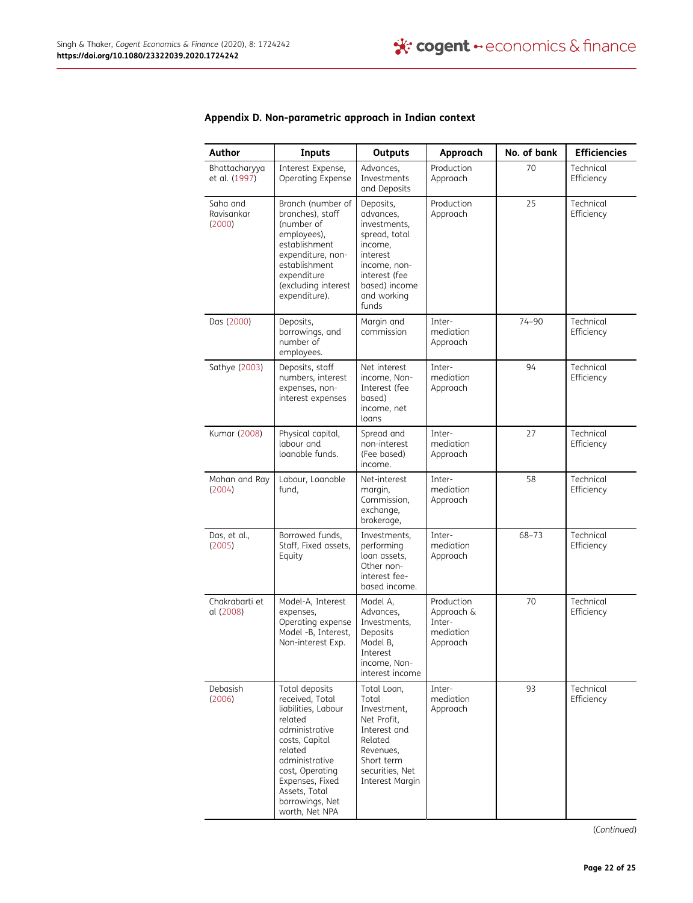## Appendix D. Non-parametric approach in Indian context

| Author | Inputs | Outputs | Approach | No. of bank | Efficiencies |
|---|---|---|---|---|---|
| Bhattacharyya et al. (1997) | Interest Expense, Operating Expense | Advances, Investments and Deposits | Production Approach | 70 | Technical Efficiency |
| Saha and Ravisankar (2000) | Branch (number of branches), staff (number of employees), establishment expenditure, non-establishment expenditure (excluding interest expenditure). | Deposits, advances, investments, spread, total income, interest income, non-interest (fee based) income and working funds | Production Approach | 25 | Technical Efficiency |
| Das (2000) | Deposits, borrowings, and number of employees. | Margin and commission | Inter-mediation Approach | 74–90 | Technical Efficiency |
| Sathye (2003) | Deposits, staff numbers, interest expenses, non-interest expenses | Net interest income, Non-Interest (fee based) income, net loans | Inter-mediation Approach | 94 | Technical Efficiency |
| Kumar (2008) | Physical capital, labour and loanable funds. | Spread and non-interest (Fee based) income. | Inter-mediation Approach | 27 | Technical Efficiency |
| Mohan and Ray (2004) | Labour, Loanable fund, | Net-interest margin, Commission, exchange, brokerage, | Inter-mediation Approach | 58 | Technical Efficiency |
| Das, et al., (2005) | Borrowed funds, Staff, Fixed assets, Equity | Investments, performing loan assets, Other non-interest fee-based income. | Inter-mediation Approach | 68–73 | Technical Efficiency |
| Chakrabarti et al (2008) | Model-A, Interest expenses, Operating expense Model -B, Interest, Non-interest Exp. | Model A, Advances, Investments, Deposits Model B, Interest income, Non-interest income | Production Approach & Inter-mediation Approach | 70 | Technical Efficiency |
| Debasish (2006) | Total deposits received, Total liabilities, Labour related administrative costs, Capital related administrative cost, Operating Expenses, Fixed Assets, Total borrowings, Net worth, Net NPA | Total Loan, Total Investment, Net Profit, Interest and Related Revenues, Short term securities, Net Interest Margin | Inter-mediation Approach | 93 | Technical Efficiency |

(Continued)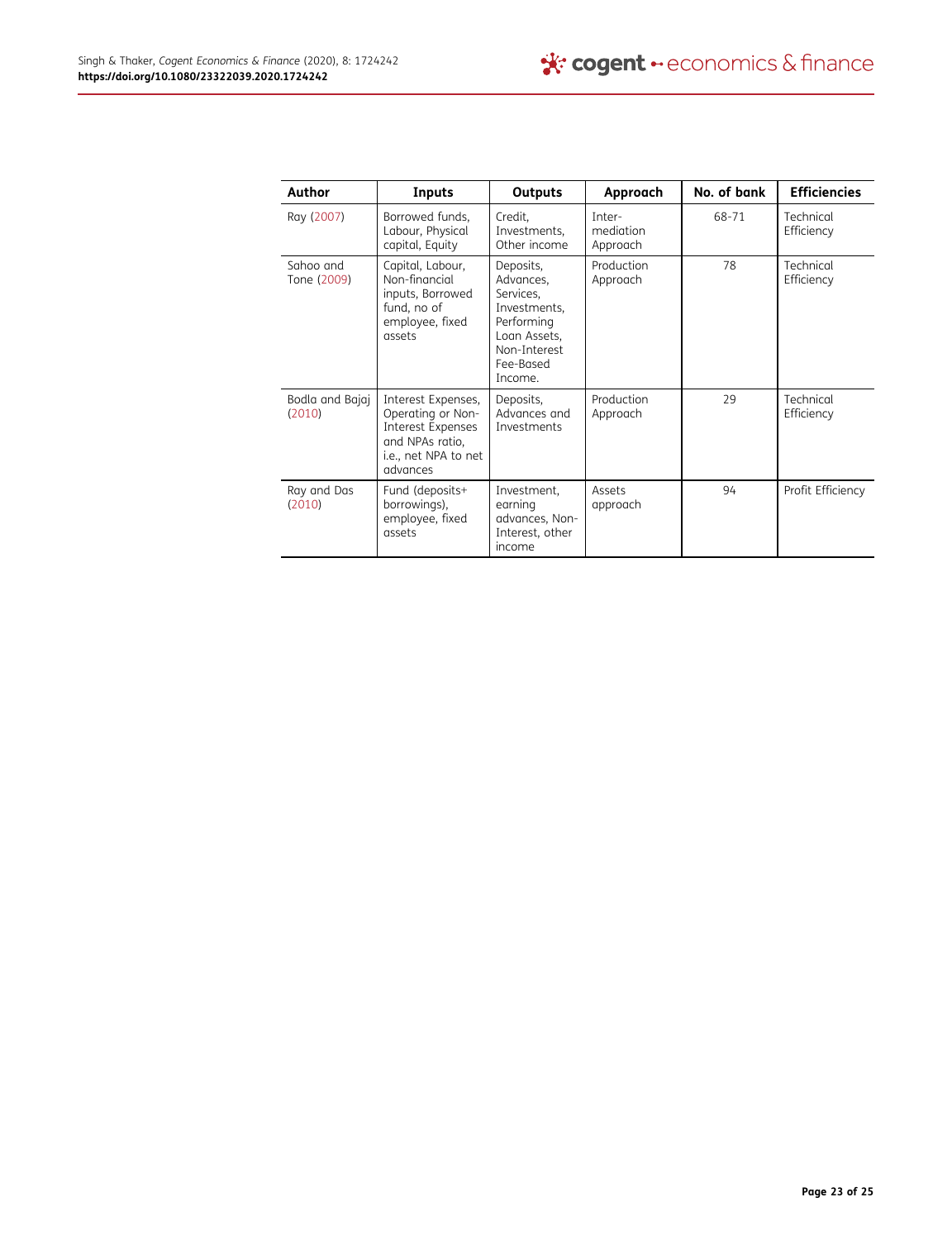| Author | Inputs | Outputs | Approach | No. of bank | Efficiencies |
| --- | --- | --- | --- | --- | --- |
| Ray (2007) | Borrowed funds, Labour, Physical capital, Equity | Credit, Investments, Other income | Inter-mediation Approach | 68-71 | Technical Efficiency |
| Sahoo and Tone (2009) | Capital, Labour, Non-financial inputs, Borrowed fund, no of employee, fixed assets | Deposits, Advances, Services, Investments, Performing Loan Assets, Non-Interest Fee-Based Income. | Production Approach | 78 | Technical Efficiency |
| Bodla and Bajaj (2010) | Interest Expenses, Operating or Non-Interest Expenses and NPAs ratio, i.e., net NPA to net advances | Deposits, Advances and Investments | Production Approach | 29 | Technical Efficiency |
| Ray and Das (2010) | Fund (deposits+ borrowings), employee, fixed assets | Investment, earning advances, Non-Interest, other income | Assets approach | 94 | Profit Efficiency |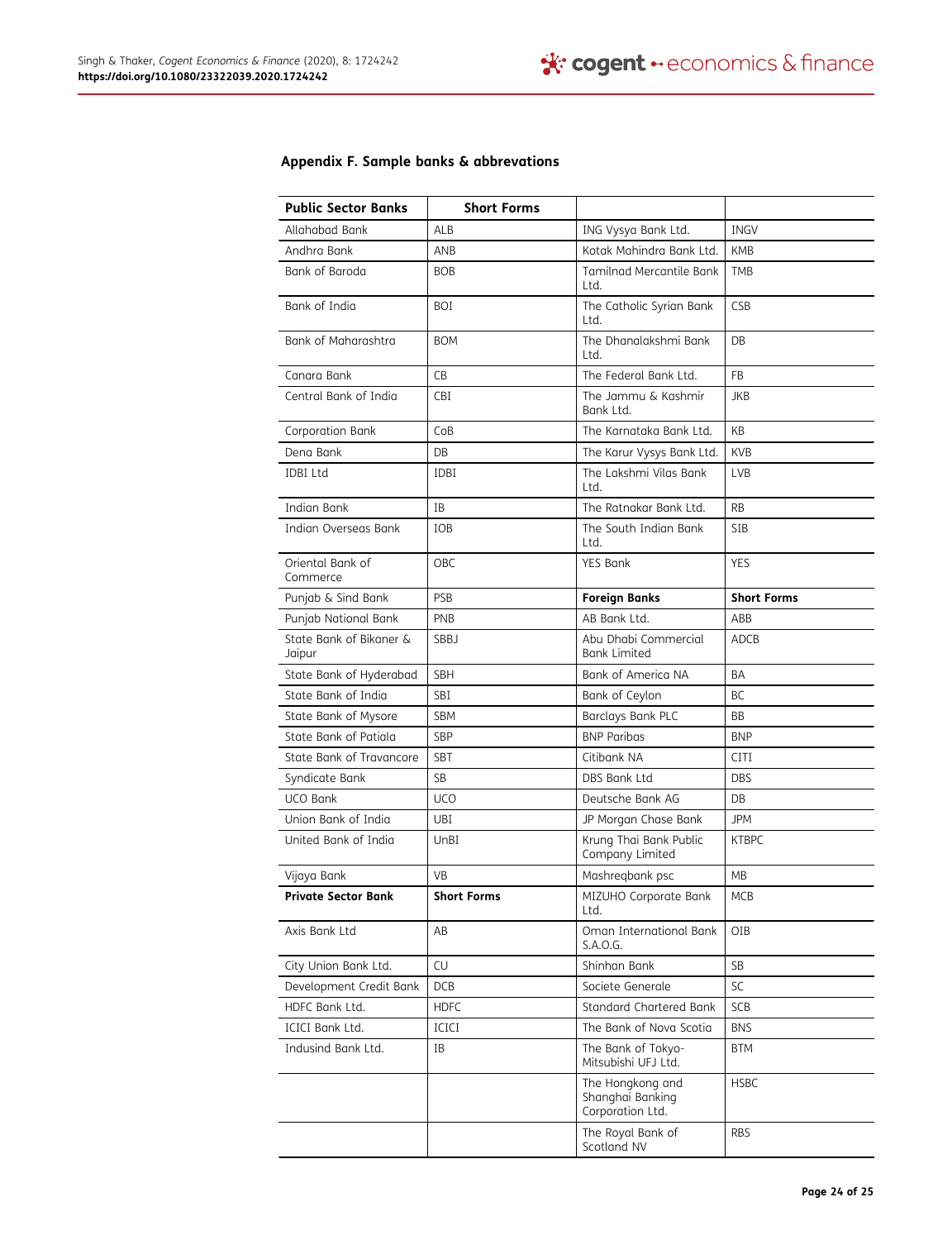## Appendix F. Sample banks & abbrevations

| Public Sector Banks | Short Forms | | |
|---|---|---|---|
| Allahabad Bank | ALB | ING Vysya Bank Ltd. | INGV |
| Andhra Bank | ANB | Kotak Mahindra Bank Ltd. | KMB |
| Bank of Baroda | BOB | Tamilnad Mercantile Bank Ltd. | TMB |
| Bank of India | BOI | The Catholic Syrian Bank Ltd. | CSB |
| Bank of Maharashtra | BOM | The Dhanalakshmi Bank Ltd. | DB |
| Canara Bank | CB | The Federal Bank Ltd. | FB |
| Central Bank of India | CBI | The Jammu & Kashmir Bank Ltd. | JKB |
| Corporation Bank | CoB | The Karnataka Bank Ltd. | KB |
| Dena Bank | DB | The Karur Vysys Bank Ltd. | KVB |
| IDBI Ltd | IDBI | The Lakshmi Vilas Bank Ltd. | LVB |
| Indian Bank | IB | The Ratnakar Bank Ltd. | RB |
| Indian Overseas Bank | IOB | The South Indian Bank Ltd. | SIB |
| Oriental Bank of Commerce | OBC | YES Bank | YES |
| Punjab & Sind Bank | PSB | **Foreign Banks** | **Short Forms** |
| Punjab National Bank | PNB | AB Bank Ltd. | ABB |
| State Bank of Bikaner & Jaipur | SBBJ | Abu Dhabi Commercial Bank Limited | ADCB |
| State Bank of Hyderabad | SBH | Bank of America NA | BA |
| State Bank of India | SBI | Bank of Ceylon | BC |
| State Bank of Mysore | SBM | Barclays Bank PLC | BB |
| State Bank of Patiala | SBP | BNP Paribas | BNP |
| State Bank of Travancore | SBT | Citibank NA | CITI |
| Syndicate Bank | SB | DBS Bank Ltd | DBS |
| UCO Bank | UCO | Deutsche Bank AG | DB |
| Union Bank of India | UBI | JP Morgan Chase Bank | JPM |
| United Bank of India | UnBI | Krung Thai Bank Public Company Limited | KTBPC |
| Vijaya Bank | VB | Mashreqbank psc | MB |
| **Private Sector Bank** | **Short Forms** | MIZUHO Corporate Bank Ltd. | MCB |
| Axis Bank Ltd | AB | Oman International Bank S.A.O.G. | OIB |
| City Union Bank Ltd. | CU | Shinhan Bank | SB |
| Development Credit Bank | DCB | Societe Generale | SC |
| HDFC Bank Ltd. | HDFC | Standard Chartered Bank | SCB |
| ICICI Bank Ltd. | ICICI | The Bank of Nova Scotia | BNS |
| Indusind Bank Ltd. | IB | The Bank of Tokyo-Mitsubishi UFJ Ltd. | BTM |
| | | The Hongkong and Shanghai Banking Corporation Ltd. | HSBC |
| | | The Royal Bank of Scotland NV | RBS |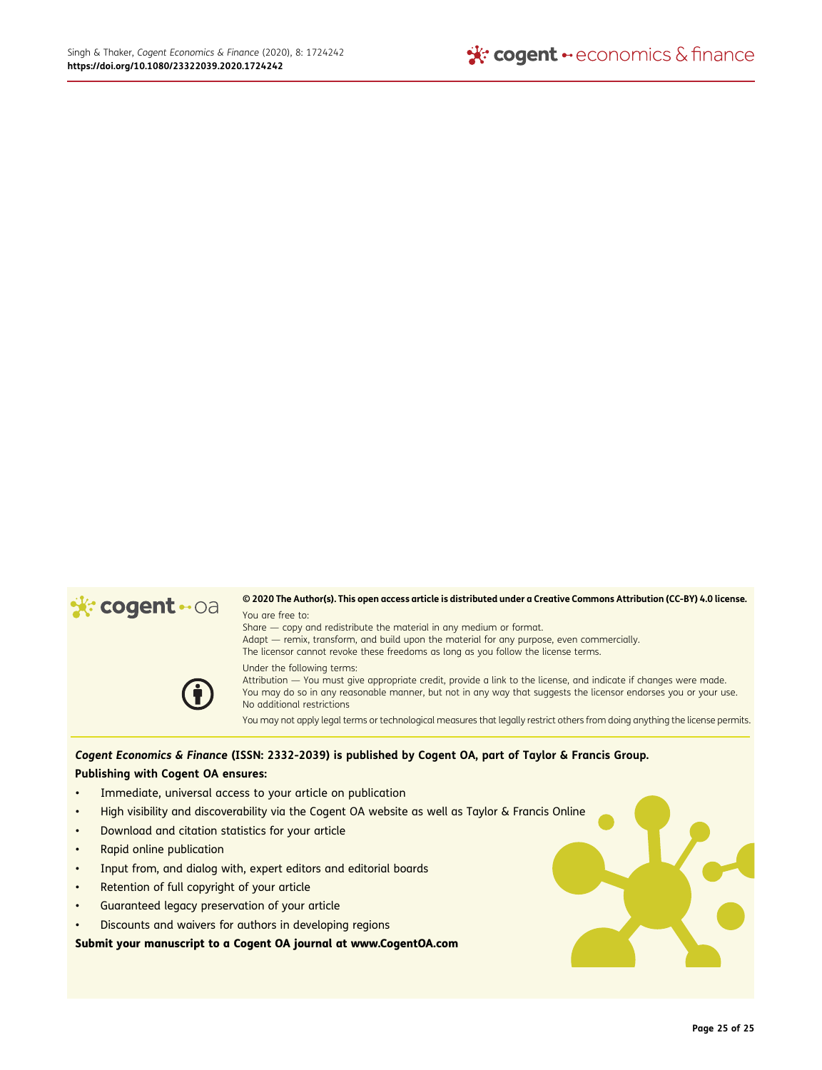**© 2020 The Author(s). This open access article is distributed under a Creative Commons Attribution (CC-BY) 4.0 license.**

You are free to:

Share — copy and redistribute the material in any medium or format.

Adapt — remix, transform, and build upon the material for any purpose, even commercially.

The licensor cannot revoke these freedoms as long as you follow the license terms.

Under the following terms:

Attribution — You must give appropriate credit, provide a link to the license, and indicate if changes were made. You may do so in any reasonable manner, but not in any way that suggests the licensor endorses you or your use.

No additional restrictions

You may not apply legal terms or technological measures that legally restrict others from doing anything the license permits.

***Cogent Economics & Finance* (ISSN: 2332-2039) is published by Cogent OA, part of Taylor & Francis Group.**

**Publishing with Cogent OA ensures:**

- Immediate, universal access to your article on publication
- High visibility and discoverability via the Cogent OA website as well as Taylor & Francis Online
- Download and citation statistics for your article
- Rapid online publication
- Input from, and dialog with, expert editors and editorial boards
- Retention of full copyright of your article
- Guaranteed legacy preservation of your article
- Discounts and waivers for authors in developing regions

**Submit your manuscript to a Cogent OA journal at www.CogentOA.com**